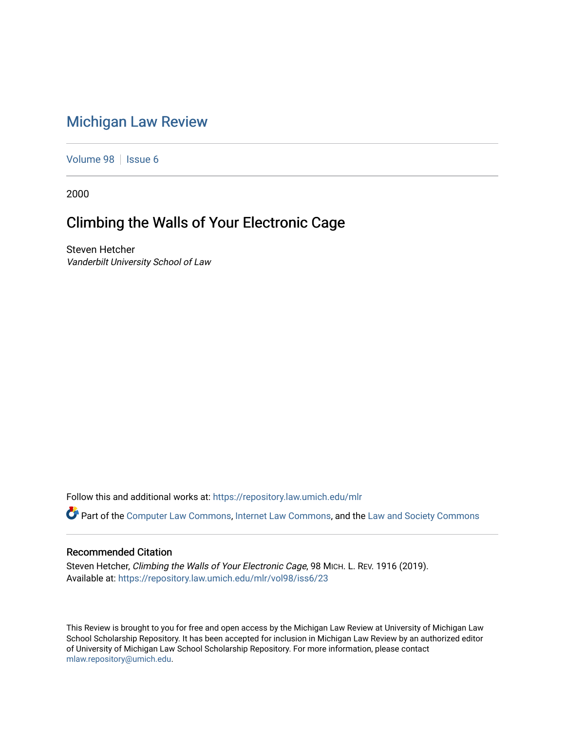# Michigan Law Review

Volume 98 | Issue 6

2000

## Climbing the Walls of Your Electronic Cage

Steven Hetcher
*Vanderbilt University School of Law*

Follow this and additional works at: https://repository.law.umich.edu/mlr

Part of the Computer Law Commons, Internet Law Commons, and the Law and Society Commons

### Recommended Citation

Steven Hetcher, *Climbing the Walls of Your Electronic Cage*, 98 MICH. L. REV. 1916 (2019).
Available at: https://repository.law.umich.edu/mlr/vol98/iss6/23

This Review is brought to you for free and open access by the Michigan Law Review at University of Michigan Law School Scholarship Repository. It has been accepted for inclusion in Michigan Law Review by an authorized editor of University of Michigan Law School Scholarship Repository. For more information, please contact mlaw.repository@umich.edu.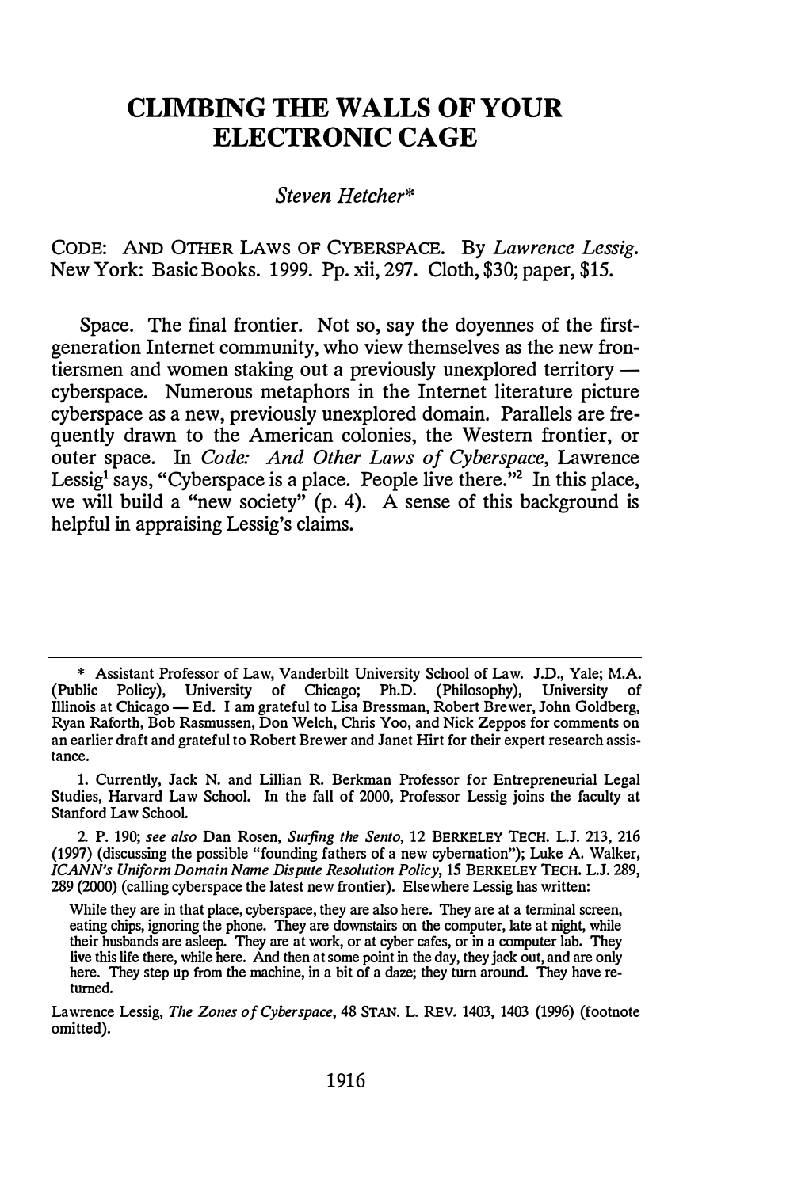# CLIMBING THE WALLS OF YOUR ELECTRONIC CAGE

*Steven Hetcher**

CODE: AND OTHER LAWS OF CYBERSPACE. By *Lawrence Lessig*. New York: Basic Books. 1999. Pp. xii, 297. Cloth, $30; paper, $15.

Space. The final frontier. Not so, say the doyennes of the first-generation Internet community, who view themselves as the new frontiersmen and women staking out a previously unexplored territory — cyberspace. Numerous metaphors in the Internet literature picture cyberspace as a new, previously unexplored domain. Parallels are frequently drawn to the American colonies, the Western frontier, or outer space. In *Code: And Other Laws of Cyberspace*, Lawrence Lessig[1] says, "Cyberspace is a place. People live there."[2] In this place, we will build a "new society" (p. 4). A sense of this background is helpful in appraising Lessig's claims.

---

\* Assistant Professor of Law, Vanderbilt University School of Law. J.D., Yale; M.A. (Public Policy), University of Chicago; Ph.D. (Philosophy), University of Illinois at Chicago — Ed. I am grateful to Lisa Bressman, Robert Brewer, John Goldberg, Ryan Raforth, Bob Rasmussen, Don Welch, Chris Yoo, and Nick Zeppos for comments on an earlier draft and grateful to Robert Brewer and Janet Hirt for their expert research assistance.

1. Currently, Jack N. and Lillian R. Berkman Professor for Entrepreneurial Legal Studies, Harvard Law School. In the fall of 2000, Professor Lessig joins the faculty at Stanford Law School.

2. P. 190; *see also* Dan Rosen, *Surfing the Sento*, 12 BERKELEY TECH. L.J. 213, 216 (1997) (discussing the possible "founding fathers of a new cybernation"); Luke A. Walker, *ICANN's Uniform Domain Name Dispute Resolution Policy*, 15 BERKELEY TECH. L.J. 289, 289 (2000) (calling cyberspace the latest new frontier). Elsewhere Lessig has written:

> While they are in that place, cyberspace, they are also here. They are at a terminal screen, eating chips, ignoring the phone. They are downstairs on the computer, late at night, while their husbands are asleep. They are at work, or at cyber cafes, or in a computer lab. They live this life there, while here. And then at some point in the day, they jack out, and are only here. They step up from the machine, in a bit of a daze; they turn around. They have returned.

Lawrence Lessig, *The Zones of Cyberspace*, 48 STAN. L. REV. 1403, 1403 (1996) (footnote omitted).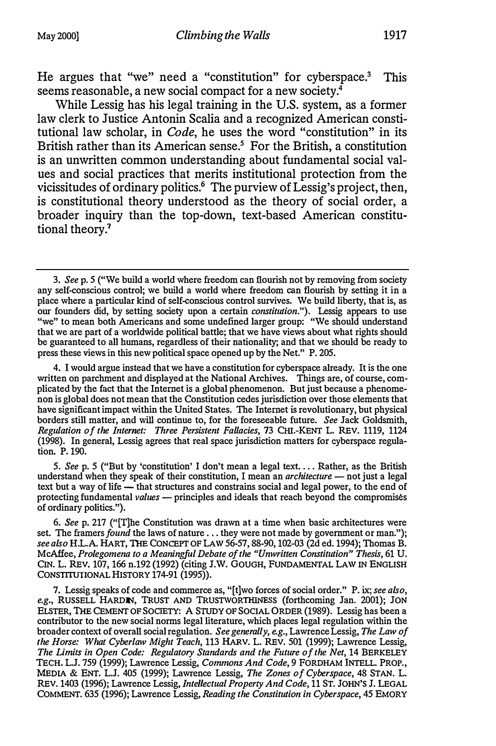He argues that "we" need a "constitution" for cyberspace.[3] This seems reasonable, a new social compact for a new society.[4]

While Lessig has his legal training in the U.S. system, as a former law clerk to Justice Antonin Scalia and a recognized American constitutional law scholar, in *Code*, he uses the word "constitution" in its British rather than its American sense.[5] For the British, a constitution is an unwritten common understanding about fundamental social values and social practices that merits institutional protection from the vicissitudes of ordinary politics.[6] The purview of Lessig's project, then, is constitutional theory understood as the theory of social order, a broader inquiry than the top-down, text-based American constitutional theory.[7]

---

3. *See* p. 5 ("We build a world where freedom can flourish not by removing from society any self-conscious control; we build a world where freedom can flourish by setting it in a place where a particular kind of self-conscious control survives. We build liberty, that is, as our founders did, by setting society upon a certain *constitution*."). Lessig appears to use "we" to mean both Americans and some undefined larger group: "We should understand that we are part of a worldwide political battle; that we have views about what rights should be guaranteed to all humans, regardless of their nationality; and that we should be ready to press these views in this new political space opened up by the Net." P. 205.

4. I would argue instead that we have a constitution for cyberspace already. It is the one written on parchment and displayed at the National Archives. Things are, of course, complicated by the fact that the Internet is a global phenomenon. But just because a phenomenon is global does not mean that the Constitution cedes jurisdiction over those elements that have significant impact within the United States. The Internet is revolutionary, but physical borders still matter, and will continue to, for the foreseeable future. *See* Jack Goldsmith, *Regulation of the Internet: Three Persistent Fallacies*, 73 CHI.-KENT L. REV. 1119, 1124 (1998). In general, Lessig agrees that real space jurisdiction matters for cyberspace regulation. P. 190.

5. *See* p. 5 ("But by 'constitution' I don't mean a legal text.... Rather, as the British understand when they speak of their constitution, I mean an *architecture* — not just a legal text but a way of life — that structures and constrains social and legal power, to the end of protecting fundamental *values* — principles and ideals that reach beyond the compromises of ordinary politics.").

6. *See* p. 217 ("[T]he Constitution was drawn at a time when basic architectures were set. The framers *found* the laws of nature... they were not made by government or man."); *see also* H.L.A. HART, THE CONCEPT OF LAW 56-57, 88-90, 102-03 (2d ed. 1994); Thomas B. McAffee, *Prolegomena to a Meaningful Debate of the "Unwritten Constitution" Thesis*, 61 U. CIN. L. REV. 107, 166 n.192 (1992) (citing J.W. GOUGH, FUNDAMENTAL LAW IN ENGLISH CONSTITUTIONAL HISTORY 174-91 (1995)).

7. Lessig speaks of code and commerce as, "[t]wo forces of social order." P. ix; *see also, e.g.*, RUSSELL HARDIN, TRUST AND TRUSTWORTHINESS (forthcoming Jan. 2001); JON ELSTER, THE CEMENT OF SOCIETY: A STUDY OF SOCIAL ORDER (1989). Lessig has been a contributor to the new social norms legal literature, which places legal regulation within the broader context of overall social regulation. *See generally, e.g.*, Lawrence Lessig, *The Law of the Horse: What Cyberlaw Might Teach*, 113 HARV. L. REV. 501 (1999); Lawrence Lessig, *The Limits in Open Code: Regulatory Standards and the Future of the Net*, 14 BERKELEY TECH. L.J. 759 (1999); Lawrence Lessig, *Commons And Code*, 9 FORDHAM INTELL. PROP., MEDIA & ENT. L.J. 405 (1999); Lawrence Lessig, *The Zones of Cyberspace*, 48 STAN. L. REV. 1403 (1996); Lawrence Lessig, *Intellectual Property And Code*, 11 ST. JOHN'S J. LEGAL COMMENT. 635 (1996); Lawrence Lessig, *Reading the Constitution in Cyberspace*, 45 EMORY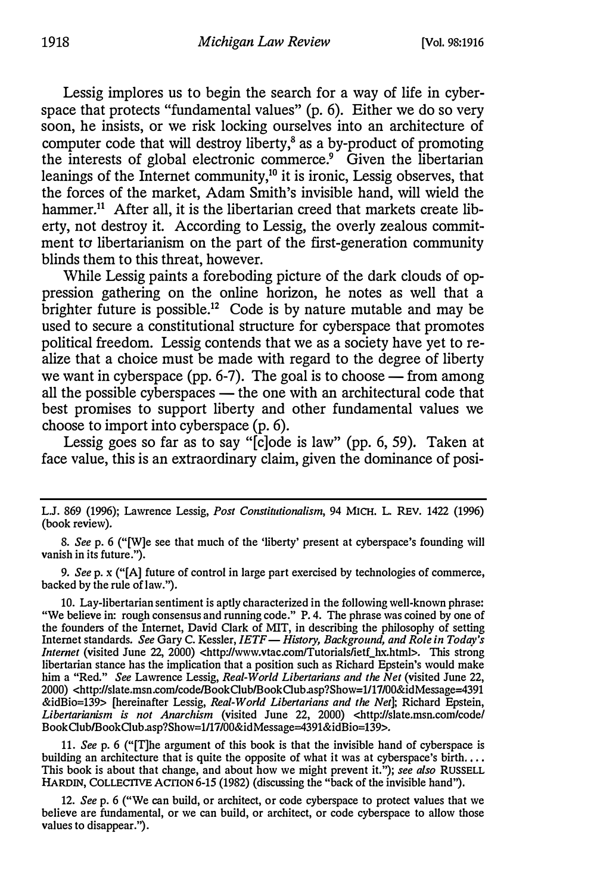Lessig implores us to begin the search for a way of life in cyberspace that protects "fundamental values" (p. 6). Either we do so very soon, he insists, or we risk locking ourselves into an architecture of computer code that will destroy liberty,[8] as a by-product of promoting the interests of global electronic commerce.[9] Given the libertarian leanings of the Internet community,[10] it is ironic, Lessig observes, that the forces of the market, Adam Smith's invisible hand, will wield the hammer.[11] After all, it is the libertarian creed that markets create liberty, not destroy it. According to Lessig, the overly zealous commitment to libertarianism on the part of the first-generation community blinds them to this threat, however.

While Lessig paints a foreboding picture of the dark clouds of oppression gathering on the online horizon, he notes as well that a brighter future is possible.[12] Code is by nature mutable and may be used to secure a constitutional structure for cyberspace that promotes political freedom. Lessig contends that we as a society have yet to realize that a choice must be made with regard to the degree of liberty we want in cyberspace (pp. 6-7). The goal is to choose — from among all the possible cyberspaces — the one with an architectural code that best promises to support liberty and other fundamental values we choose to import into cyberspace (p. 6).

Lessig goes so far as to say "[c]ode is law" (pp. 6, 59). Taken at face value, this is an extraordinary claim, given the dominance of posi-

---

L.J. 869 (1996); Lawrence Lessig, *Post Constitutionalism*, 94 MICH. L. REV. 1422 (1996) (book review).

8. *See* p. 6 ("[W]e see that much of the 'liberty' present at cyberspace's founding will vanish in its future.").

9. *See* p. x ("[A] future of control in large part exercised by technologies of commerce, backed by the rule of law.").

10. Lay-libertarian sentiment is aptly characterized in the following well-known phrase: "We believe in: rough consensus and running code." P. 4. The phrase was coined by one of the founders of the Internet, David Clark of MIT, in describing the philosophy of setting Internet standards. *See* Gary C. Kessler, *IETF — History, Background, and Role in Today's Internet* (visited June 22, 2000) <http://www.vtac.com/Tutorials/ietf_hx.html>. This strong libertarian stance has the implication that a position such as Richard Epstein's would make him a "Red." *See* Lawrence Lessig, *Real-World Libertarians and the Net* (visited June 22, 2000) <http://slate.msn.com/code/BookClub/BookClub.asp?Show=1/17/00&idMessage=4391&idBio=139> [hereinafter Lessig, *Real-World Libertarians and the Net*]; Richard Epstein, *Libertarianism is not Anarchism* (visited June 22, 2000) <http://slate.msn.com/code/BookClub/BookClub.asp?Show=1/17/00&idMessage=4391&idBio=139>.

11. *See* p. 6 ("[T]he argument of this book is that the invisible hand of cyberspace is building an architecture that is quite the opposite of what it was at cyberspace's birth. . . . This book is about that change, and about how we might prevent it."); *see also* RUSSELL HARDIN, COLLECTIVE ACTION 6-15 (1982) (discussing the "back of the invisible hand").

12. *See* p. 6 ("We can build, or architect, or code cyberspace to protect values that we believe are fundamental, or we can build, or architect, or code cyberspace to allow those values to disappear.").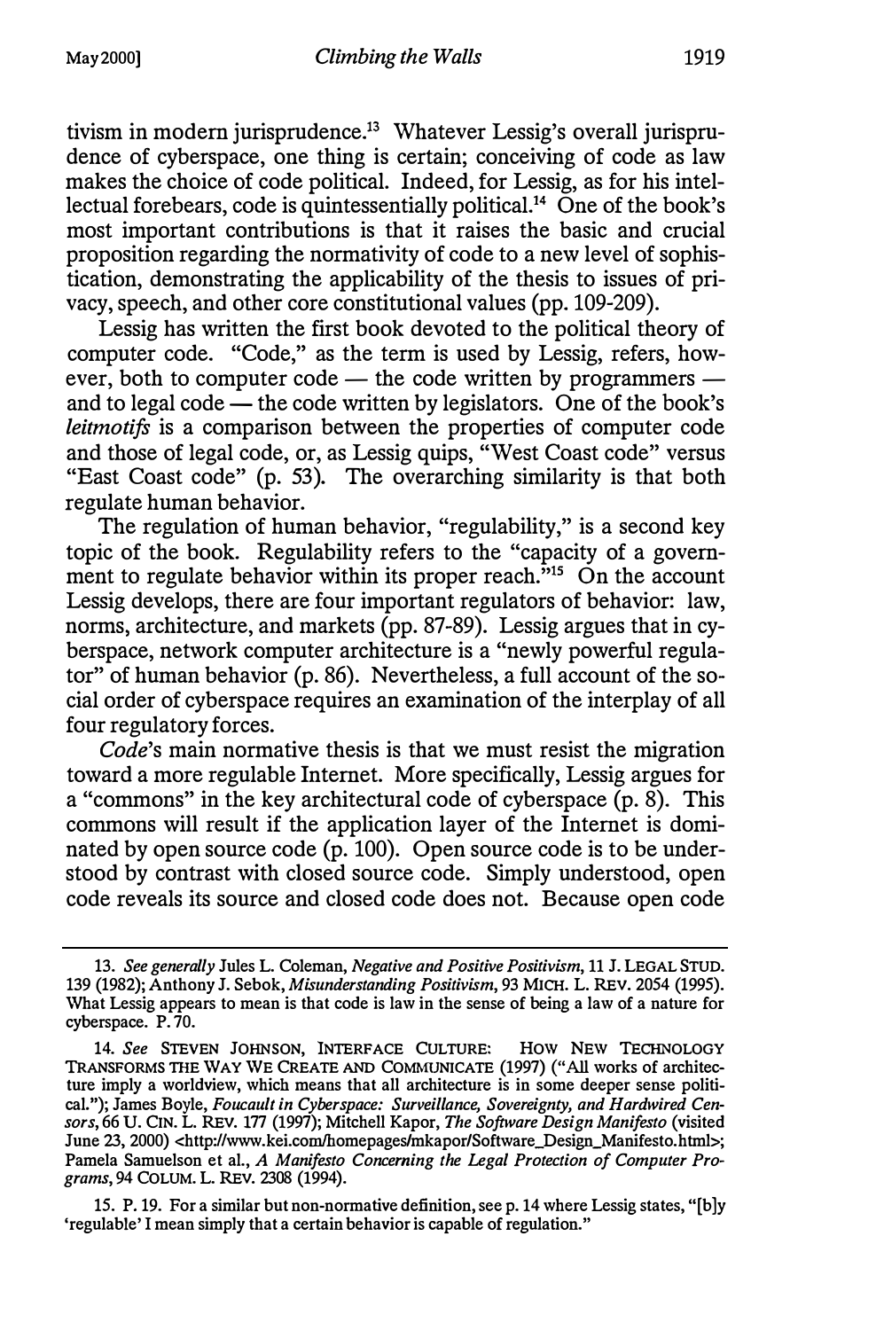tivism in modern jurisprudence.[13] Whatever Lessig's overall jurisprudence of cyberspace, one thing is certain; conceiving of code as law makes the choice of code political. Indeed, for Lessig, as for his intellectual forebears, code is quintessentially political.[14] One of the book's most important contributions is that it raises the basic and crucial proposition regarding the normativity of code to a new level of sophistication, demonstrating the applicability of the thesis to issues of privacy, speech, and other core constitutional values (pp. 109-209).

Lessig has written the first book devoted to the political theory of computer code. "Code," as the term is used by Lessig, refers, however, both to computer code — the code written by programmers — and to legal code — the code written by legislators. One of the book's *leitmotifs* is a comparison between the properties of computer code and those of legal code, or, as Lessig quips, "West Coast code" versus "East Coast code" (p. 53). The overarching similarity is that both regulate human behavior.

The regulation of human behavior, "regulability," is a second key topic of the book. Regulability refers to the "capacity of a government to regulate behavior within its proper reach."[15] On the account Lessig develops, there are four important regulators of behavior: law, norms, architecture, and markets (pp. 87-89). Lessig argues that in cyberspace, network computer architecture is a "newly powerful regulator" of human behavior (p. 86). Nevertheless, a full account of the social order of cyberspace requires an examination of the interplay of all four regulatory forces.

*Code*'s main normative thesis is that we must resist the migration toward a more regulable Internet. More specifically, Lessig argues for a "commons" in the key architectural code of cyberspace (p. 8). This commons will result if the application layer of the Internet is dominated by open source code (p. 100). Open source code is to be understood by contrast with closed source code. Simply understood, open code reveals its source and closed code does not. Because open code

---

13. *See generally* Jules L. Coleman, *Negative and Positive Positivism*, 11 J. LEGAL STUD. 139 (1982); Anthony J. Sebok, *Misunderstanding Positivism*, 93 MICH. L. REV. 2054 (1995). What Lessig appears to mean is that code is law in the sense of being a law of a nature for cyberspace. P. 70.

14. *See* STEVEN JOHNSON, INTERFACE CULTURE: HOW NEW TECHNOLOGY TRANSFORMS THE WAY WE CREATE AND COMMUNICATE (1997) ("All works of architecture imply a worldview, which means that all architecture is in some deeper sense political."); James Boyle, *Foucault in Cyberspace: Surveillance, Sovereignty, and Hardwired Censors*, 66 U. CIN. L. REV. 177 (1997); Mitchell Kapor, *The Software Design Manifesto* (visited June 23, 2000) <http://www.kei.com/homepages/mkapor/Software_Design_Manifesto.html>; Pamela Samuelson et al., *A Manifesto Concerning the Legal Protection of Computer Programs*, 94 COLUM. L. REV. 2308 (1994).

15. P. 19. For a similar but non-normative definition, see p. 14 where Lessig states, "[b]y 'regulable' I mean simply that a certain behavior is capable of regulation."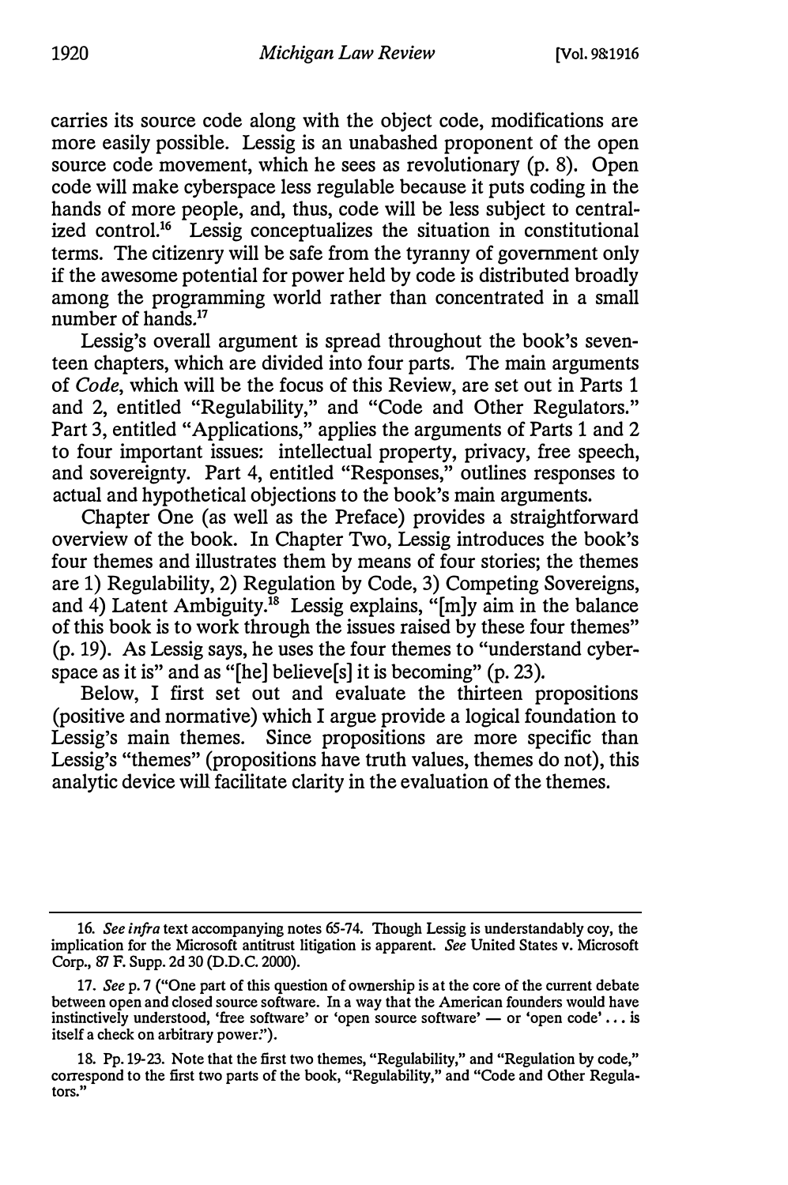carries its source code along with the object code, modifications are more easily possible. Lessig is an unabashed proponent of the open source code movement, which he sees as revolutionary (p. 8). Open code will make cyberspace less regulable because it puts coding in the hands of more people, and, thus, code will be less subject to centralized control.[16] Lessig conceptualizes the situation in constitutional terms. The citizenry will be safe from the tyranny of government only if the awesome potential for power held by code is distributed broadly among the programming world rather than concentrated in a small number of hands.[17]

Lessig's overall argument is spread throughout the book's seventeen chapters, which are divided into four parts. The main arguments of *Code*, which will be the focus of this Review, are set out in Parts 1 and 2, entitled "Regulability," and "Code and Other Regulators." Part 3, entitled "Applications," applies the arguments of Parts 1 and 2 to four important issues: intellectual property, privacy, free speech, and sovereignty. Part 4, entitled "Responses," outlines responses to actual and hypothetical objections to the book's main arguments.

Chapter One (as well as the Preface) provides a straightforward overview of the book. In Chapter Two, Lessig introduces the book's four themes and illustrates them by means of four stories; the themes are 1) Regulability, 2) Regulation by Code, 3) Competing Sovereigns, and 4) Latent Ambiguity.[18] Lessig explains, "[m]y aim in the balance of this book is to work through the issues raised by these four themes" (p. 19). As Lessig says, he uses the four themes to "understand cyberspace as it is" and as "[he] believe[s] it is becoming" (p. 23).

Below, I first set out and evaluate the thirteen propositions (positive and normative) which I argue provide a logical foundation to Lessig's main themes. Since propositions are more specific than Lessig's "themes" (propositions have truth values, themes do not), this analytic device will facilitate clarity in the evaluation of the themes.

---

16. *See infra* text accompanying notes 65-74. Though Lessig is understandably coy, the implication for the Microsoft antitrust litigation is apparent. *See* United States v. Microsoft Corp., 87 F. Supp. 2d 30 (D.D.C. 2000).

17. *See* p. 7 ("One part of this question of ownership is at the core of the current debate between open and closed source software. In a way that the American founders would have instinctively understood, 'free software' or 'open source software' — or 'open code' . . . is itself a check on arbitrary power.").

18. Pp. 19-23. Note that the first two themes, "Regulability," and "Regulation by code," correspond to the first two parts of the book, "Regulability," and "Code and Other Regulators."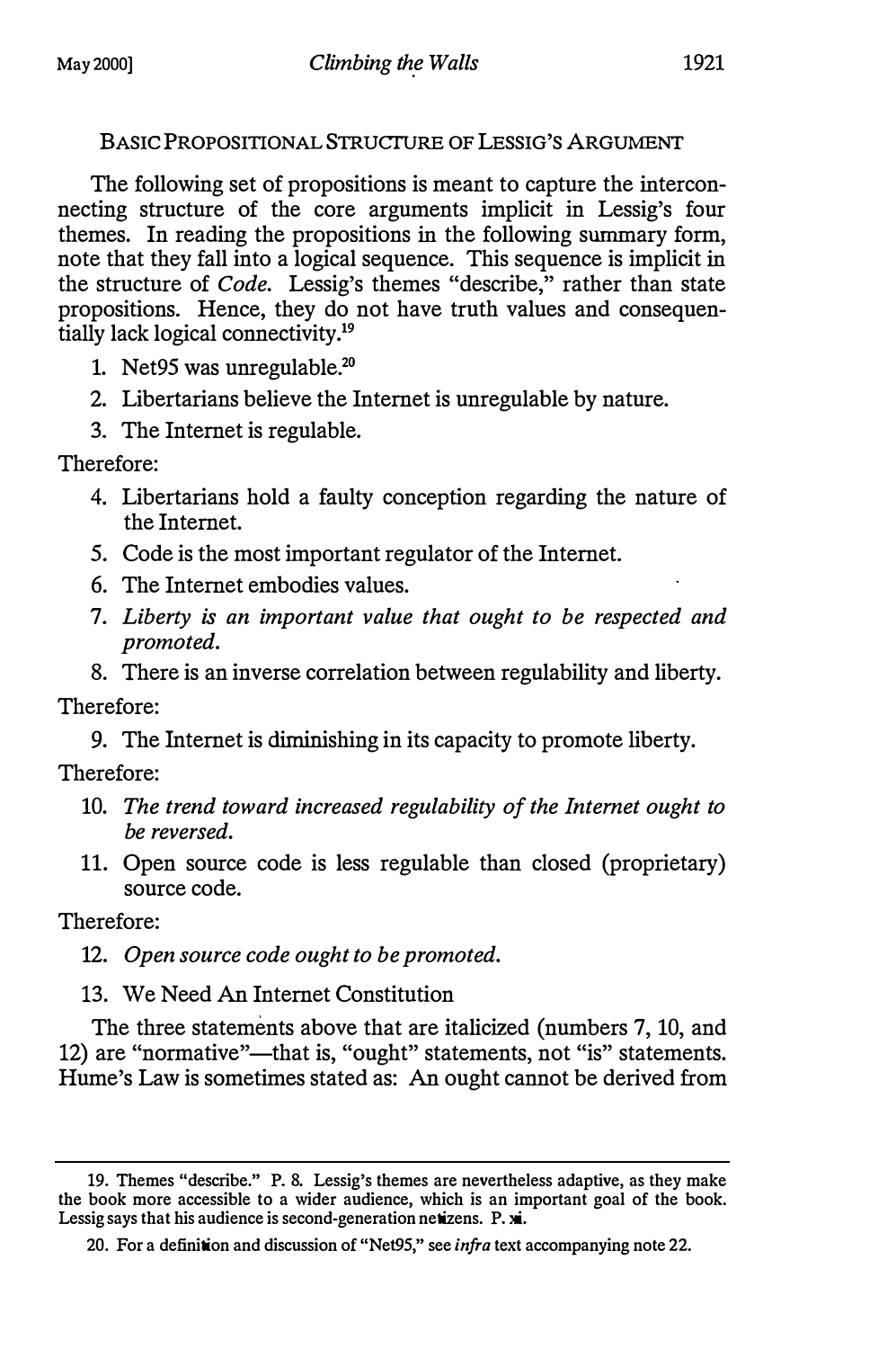Basic Propositional Structure of Lessig's Argument

The following set of propositions is meant to capture the interconnecting structure of the core arguments implicit in Lessig's four themes. In reading the propositions in the following summary form, note that they fall into a logical sequence. This sequence is implicit in the structure of *Code*. Lessig's themes "describe," rather than state propositions. Hence, they do not have truth values and consequentially lack logical connectivity.[19]

1. Net95 was unregulable.[20]
2. Libertarians believe the Internet is unregulable by nature.
3. The Internet is regulable.

Therefore:

4. Libertarians hold a faulty conception regarding the nature of the Internet.
5. Code is the most important regulator of the Internet.
6. The Internet embodies values.
7. *Liberty is an important value that ought to be respected and promoted.*
8. There is an inverse correlation between regulability and liberty.

Therefore:

9. The Internet is diminishing in its capacity to promote liberty.

Therefore:

10. *The trend toward increased regulability of the Internet ought to be reversed.*
11. Open source code is less regulable than closed (proprietary) source code.

Therefore:

12. *Open source code ought to be promoted.*
13. We Need An Internet Constitution

The three statements above that are italicized (numbers 7, 10, and 12) are "normative"—that is, "ought" statements, not "is" statements. Hume's Law is sometimes stated as: An ought cannot be derived from

---

19. Themes "describe." P. 8. Lessig's themes are nevertheless adaptive, as they make the book more accessible to a wider audience, which is an important goal of the book. Lessig says that his audience is second-generation netizens. P. xi.

20. For a definition and discussion of "Net95," see *infra* text accompanying note 22.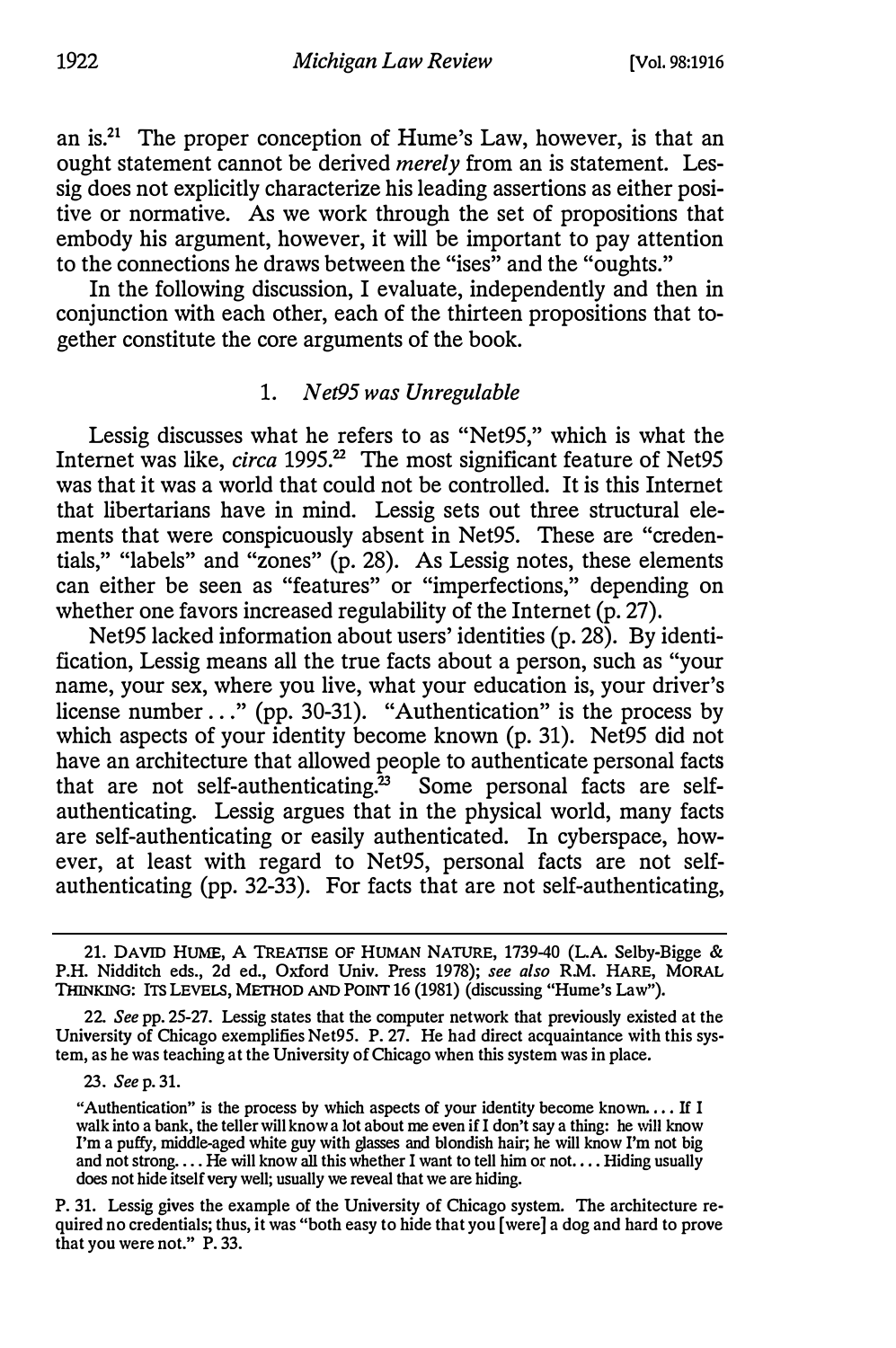an is.[21] The proper conception of Hume's Law, however, is that an ought statement cannot be derived *merely* from an is statement. Lessig does not explicitly characterize his leading assertions as either positive or normative. As we work through the set of propositions that embody his argument, however, it will be important to pay attention to the connections he draws between the "ises" and the "oughts."

In the following discussion, I evaluate, independently and then in conjunction with each other, each of the thirteen propositions that together constitute the core arguments of the book.

### 1. *Net95 was Unregulable*

Lessig discusses what he refers to as "Net95," which is what the Internet was like, *circa* 1995.[22] The most significant feature of Net95 was that it was a world that could not be controlled. It is this Internet that libertarians have in mind. Lessig sets out three structural elements that were conspicuously absent in Net95. These are "credentials," "labels" and "zones" (p. 28). As Lessig notes, these elements can either be seen as "features" or "imperfections," depending on whether one favors increased regulability of the Internet (p. 27).

Net95 lacked information about users' identities (p. 28). By identification, Lessig means all the true facts about a person, such as "your name, your sex, where you live, what your education is, your driver's license number . . ." (pp. 30-31). "Authentication" is the process by which aspects of your identity become known (p. 31). Net95 did not have an architecture that allowed people to authenticate personal facts that are not self-authenticating.[23] Some personal facts are self-authenticating. Lessig argues that in the physical world, many facts are self-authenticating or easily authenticated. In cyberspace, however, at least with regard to Net95, personal facts are not self-authenticating (pp. 32-33). For facts that are not self-authenticating,

---

21. DAVID HUME, A TREATISE OF HUMAN NATURE, 1739-40 (L.A. Selby-Bigge & P.H. Nidditch eds., 2d ed., Oxford Univ. Press 1978); *see also* R.M. HARE, MORAL THINKING: ITS LEVELS, METHOD AND POINT 16 (1981) (discussing "Hume's Law").

22. *See* pp. 25-27. Lessig states that the computer network that previously existed at the University of Chicago exemplifies Net95. P. 27. He had direct acquaintance with this system, as he was teaching at the University of Chicago when this system was in place.

23. *See* p. 31.

> "Authentication" is the process by which aspects of your identity become known. . . . If I walk into a bank, the teller will know a lot about me even if I don't say a thing: he will know I'm a puffy, middle-aged white guy with glasses and blondish hair; he will know I'm not big and not strong. . . . He will know all this whether I want to tell him or not. . . . Hiding usually does not hide itself very well; usually we reveal that we are hiding.

P. 31. Lessig gives the example of the University of Chicago system. The architecture required no credentials; thus, it was "both easy to hide that you [were] a dog and hard to prove that you were not." P. 33.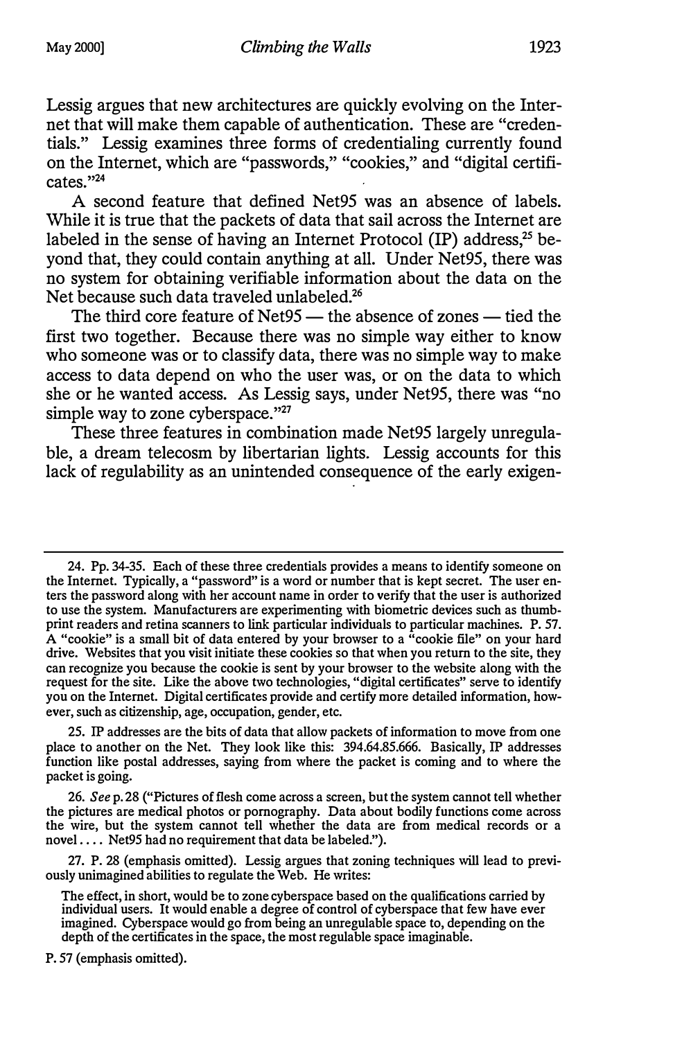Lessig argues that new architectures are quickly evolving on the Internet that will make them capable of authentication. These are "credentials." Lessig examines three forms of credentialing currently found on the Internet, which are "passwords," "cookies," and "digital certificates."[24]

A second feature that defined Net95 was an absence of labels. While it is true that the packets of data that sail across the Internet are labeled in the sense of having an Internet Protocol (IP) address,[25] beyond that, they could contain anything at all. Under Net95, there was no system for obtaining verifiable information about the data on the Net because such data traveled unlabeled.[26]

The third core feature of Net95 — the absence of zones — tied the first two together. Because there was no simple way either to know who someone was or to classify data, there was no simple way to make access to data depend on who the user was, or on the data to which she or he wanted access. As Lessig says, under Net95, there was "no simple way to zone cyberspace."[27]

These three features in combination made Net95 largely unregulable, a dream telecosm by libertarian lights. Lessig accounts for this lack of regulability as an unintended consequence of the early exigen-

---

24. Pp. 34-35. Each of these three credentials provides a means to identify someone on the Internet. Typically, a "password" is a word or number that is kept secret. The user enters the password along with her account name in order to verify that the user is authorized to use the system. Manufacturers are experimenting with biometric devices such as thumbprint readers and retina scanners to link particular individuals to particular machines. P. 57. A "cookie" is a small bit of data entered by your browser to a "cookie file" on your hard drive. Websites that you visit initiate these cookies so that when you return to the site, they can recognize you because the cookie is sent by your browser to the website along with the request for the site. Like the above two technologies, "digital certificates" serve to identify you on the Internet. Digital certificates provide and certify more detailed information, however, such as citizenship, age, occupation, gender, etc.

25. IP addresses are the bits of data that allow packets of information to move from one place to another on the Net. They look like this: 394.64.85.666. Basically, IP addresses function like postal addresses, saying from where the packet is coming and to where the packet is going.

26. *See* p. 28 ("Pictures of flesh come across a screen, but the system cannot tell whether the pictures are medical photos or pornography. Data about bodily functions come across the wire, but the system cannot tell whether the data are from medical records or a novel. . . . Net95 had no requirement that data be labeled.").

27. P. 28 (emphasis omitted). Lessig argues that zoning techniques will lead to previously unimagined abilities to regulate the Web. He writes:

> The effect, in short, would be to zone cyberspace based on the qualifications carried by individual users. It would enable a degree of control of cyberspace that few have ever imagined. Cyberspace would go from being an unregulable space to, depending on the depth of the certificates in the space, the most regulable space imaginable.

P. 57 (emphasis omitted).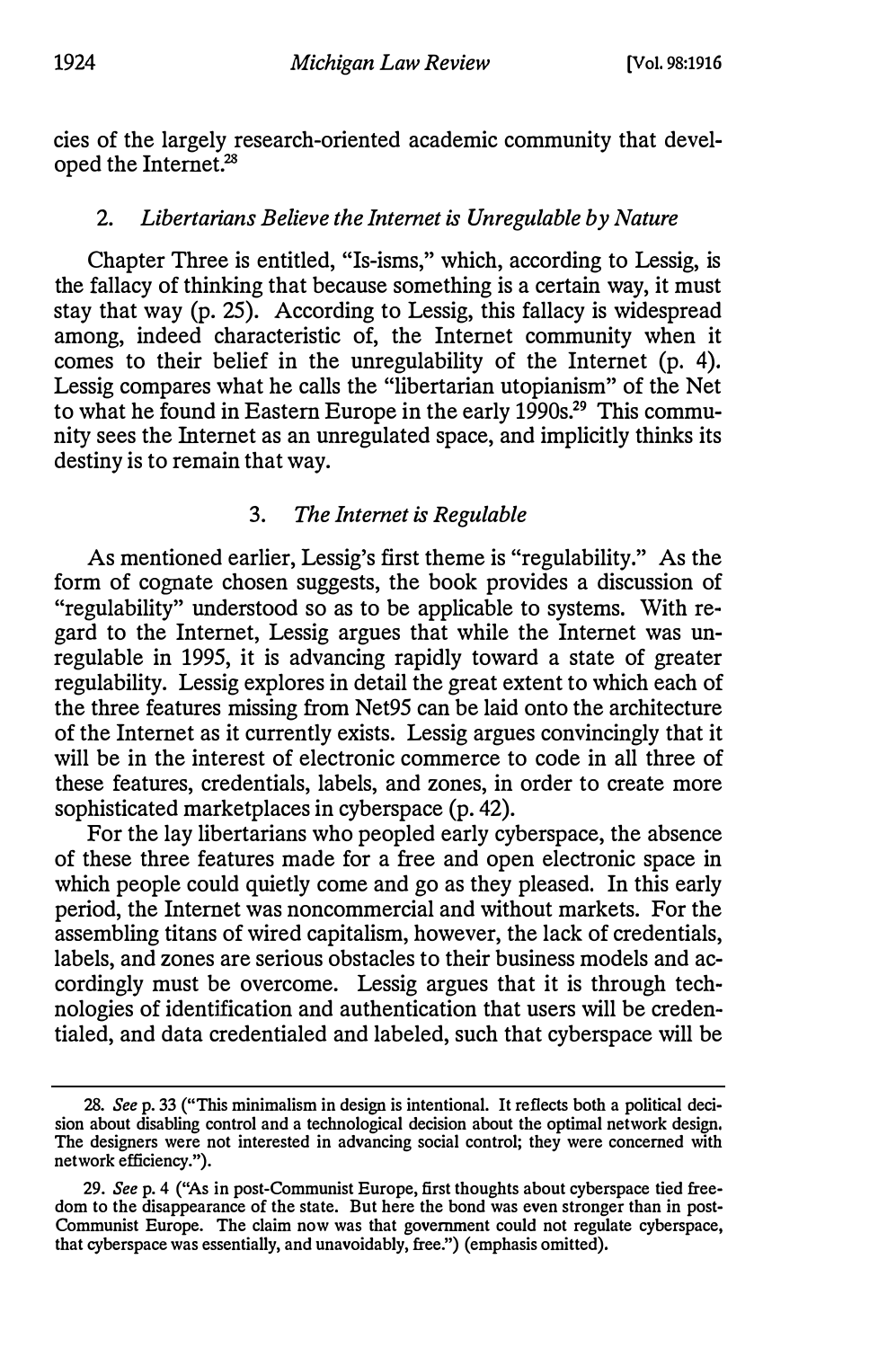cies of the largely research-oriented academic community that developed the Internet.[28]

### 2. *Libertarians Believe the Internet is Unregulable by Nature*

Chapter Three is entitled, "Is-isms," which, according to Lessig, is the fallacy of thinking that because something is a certain way, it must stay that way (p. 25). According to Lessig, this fallacy is widespread among, indeed characteristic of, the Internet community when it comes to their belief in the unregulability of the Internet (p. 4). Lessig compares what he calls the "libertarian utopianism" of the Net to what he found in Eastern Europe in the early 1990s.[29] This community sees the Internet as an unregulated space, and implicitly thinks its destiny is to remain that way.

### 3. *The Internet is Regulable*

As mentioned earlier, Lessig's first theme is "regulability." As the form of cognate chosen suggests, the book provides a discussion of "regulability" understood so as to be applicable to systems. With regard to the Internet, Lessig argues that while the Internet was unregulable in 1995, it is advancing rapidly toward a state of greater regulability. Lessig explores in detail the great extent to which each of the three features missing from Net95 can be laid onto the architecture of the Internet as it currently exists. Lessig argues convincingly that it will be in the interest of electronic commerce to code in all three of these features, credentials, labels, and zones, in order to create more sophisticated marketplaces in cyberspace (p. 42).

For the lay libertarians who peopled early cyberspace, the absence of these three features made for a free and open electronic space in which people could quietly come and go as they pleased. In this early period, the Internet was noncommercial and without markets. For the assembling titans of wired capitalism, however, the lack of credentials, labels, and zones are serious obstacles to their business models and accordingly must be overcome. Lessig argues that it is through technologies of identification and authentication that users will be credentialed, and data credentialed and labeled, such that cyberspace will be

---

28. *See* p. 33 ("This minimalism in design is intentional. It reflects both a political decision about disabling control and a technological decision about the optimal network design. The designers were not interested in advancing social control; they were concerned with network efficiency.").

29. *See* p. 4 ("As in post-Communist Europe, first thoughts about cyberspace tied freedom to the disappearance of the state. But here the bond was even stronger than in post-Communist Europe. The claim now was that government could not regulate cyberspace, that cyberspace was essentially, and unavoidably, free.") (emphasis omitted).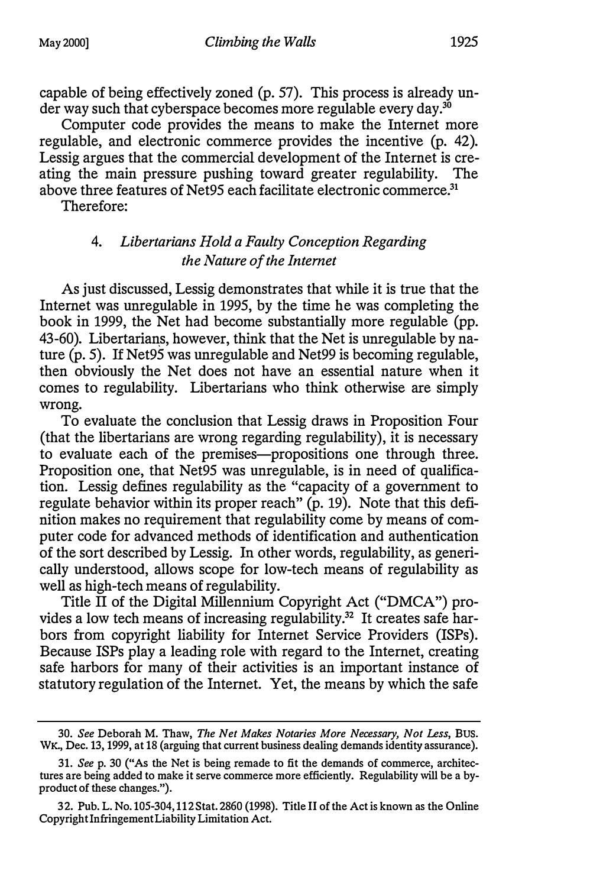capable of being effectively zoned (p. 57). This process is already under way such that cyberspace becomes more regulable every day.[30]

Computer code provides the means to make the Internet more regulable, and electronic commerce provides the incentive (p. 42). Lessig argues that the commercial development of the Internet is creating the main pressure pushing toward greater regulability. The above three features of Net95 each facilitate electronic commerce.[31]

Therefore:

#### 4. *Libertarians Hold a Faulty Conception Regarding the Nature of the Internet*

As just discussed, Lessig demonstrates that while it is true that the Internet was unregulable in 1995, by the time he was completing the book in 1999, the Net had become substantially more regulable (pp. 43-60). Libertarians, however, think that the Net is unregulable by nature (p. 5). If Net95 was unregulable and Net99 is becoming regulable, then obviously the Net does not have an essential nature when it comes to regulability. Libertarians who think otherwise are simply wrong.

To evaluate the conclusion that Lessig draws in Proposition Four (that the libertarians are wrong regarding regulability), it is necessary to evaluate each of the premises—propositions one through three. Proposition one, that Net95 was unregulable, is in need of qualification. Lessig defines regulability as the "capacity of a government to regulate behavior within its proper reach" (p. 19). Note that this definition makes no requirement that regulability come by means of computer code for advanced methods of identification and authentication of the sort described by Lessig. In other words, regulability, as generically understood, allows scope for low-tech means of regulability as well as high-tech means of regulability.

Title II of the Digital Millennium Copyright Act ("DMCA") provides a low tech means of increasing regulability.[32] It creates safe harbors from copyright liability for Internet Service Providers (ISPs). Because ISPs play a leading role with regard to the Internet, creating safe harbors for many of their activities is an important instance of statutory regulation of the Internet. Yet, the means by which the safe

---

30. *See* Deborah M. Thaw, *The Net Makes Notaries More Necessary, Not Less*, BUS. WK., Dec. 13, 1999, at 18 (arguing that current business dealing demands identity assurance).

31. *See* p. 30 ("As the Net is being remade to fit the demands of commerce, architectures are being added to make it serve commerce more efficiently. Regulability will be a byproduct of these changes.").

32. Pub. L. No. 105-304, 112 Stat. 2860 (1998). Title II of the Act is known as the Online Copyright Infringement Liability Limitation Act.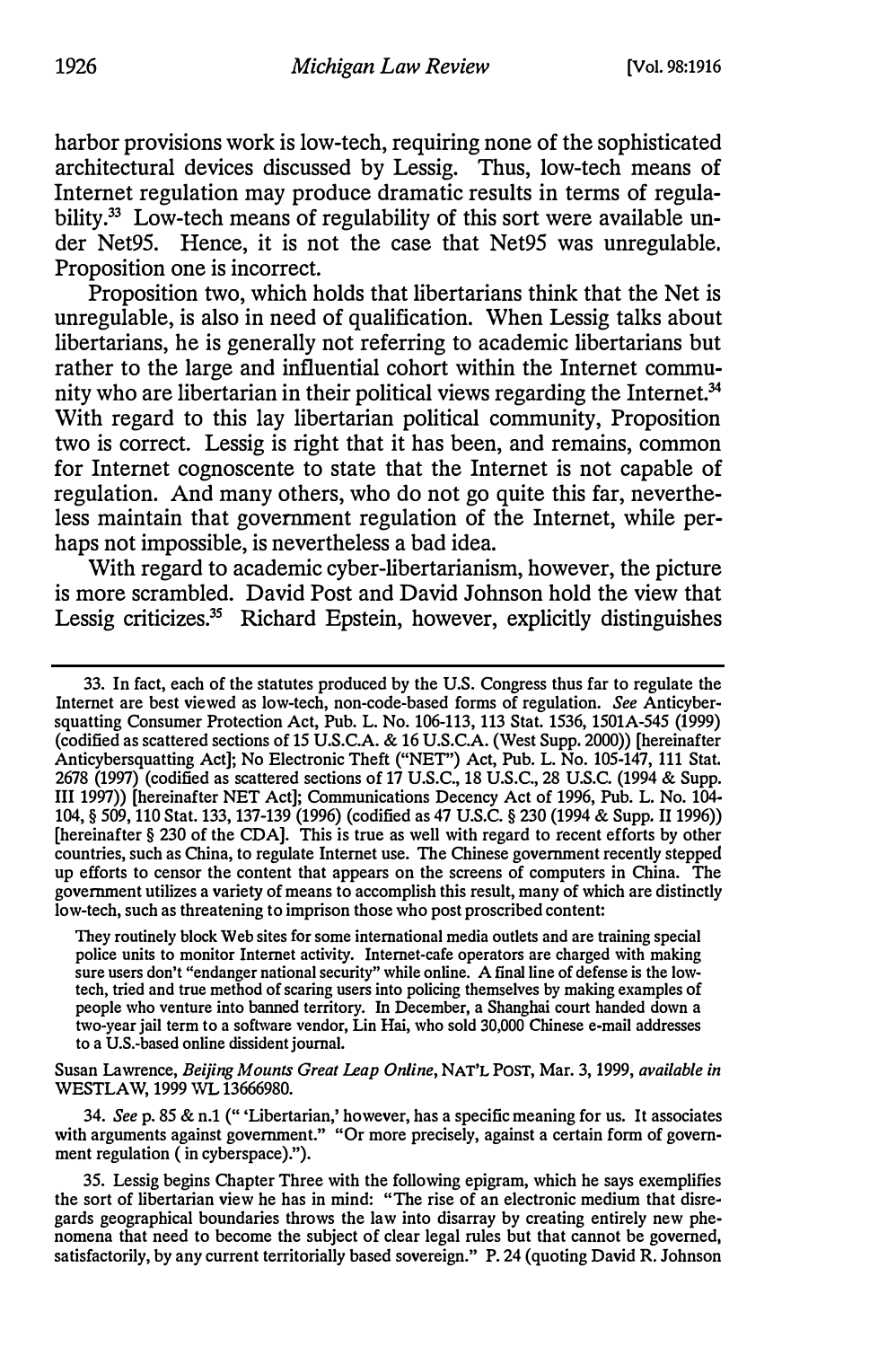harbor provisions work is low-tech, requiring none of the sophisticated architectural devices discussed by Lessig. Thus, low-tech means of Internet regulation may produce dramatic results in terms of regulability.[33] Low-tech means of regulability of this sort were available under Net95. Hence, it is not the case that Net95 was unregulable. Proposition one is incorrect.

Proposition two, which holds that libertarians think that the Net is unregulable, is also in need of qualification. When Lessig talks about libertarians, he is generally not referring to academic libertarians but rather to the large and influential cohort within the Internet community who are libertarian in their political views regarding the Internet.[34] With regard to this lay libertarian political community, Proposition two is correct. Lessig is right that it has been, and remains, common for Internet cognoscente to state that the Internet is not capable of regulation. And many others, who do not go quite this far, nevertheless maintain that government regulation of the Internet, while perhaps not impossible, is nevertheless a bad idea.

With regard to academic cyber-libertarianism, however, the picture is more scrambled. David Post and David Johnson hold the view that Lessig criticizes.[35] Richard Epstein, however, explicitly distinguishes

---

33. In fact, each of the statutes produced by the U.S. Congress thus far to regulate the Internet are best viewed as low-tech, non-code-based forms of regulation. *See* Anticybersquatting Consumer Protection Act, Pub. L. No. 106-113, 113 Stat. 1536, 1501A-545 (1999) (codified as scattered sections of 15 U.S.C.A. & 16 U.S.C.A. (West Supp. 2000)) [hereinafter Anticybersquatting Act]; No Electronic Theft ("NET") Act, Pub. L. No. 105-147, 111 Stat. 2678 (1997) (codified as scattered sections of 17 U.S.C., 18 U.S.C., 28 U.S.C. (1994 & Supp. III 1997)) [hereinafter NET Act]; Communications Decency Act of 1996, Pub. L. No. 104-104, § 509, 110 Stat. 133, 137-139 (1996) (codified as 47 U.S.C. § 230 (1994 & Supp. II 1996)) [hereinafter § 230 of the CDA]. This is true as well with regard to recent efforts by other countries, such as China, to regulate Internet use. The Chinese government recently stepped up efforts to censor the content that appears on the screens of computers in China. The government utilizes a variety of means to accomplish this result, many of which are distinctly low-tech, such as threatening to imprison those who post proscribed content:

> They routinely block Web sites for some international media outlets and are training special police units to monitor Internet activity. Internet-cafe operators are charged with making sure users don't "endanger national security" while online. A final line of defense is the low-tech, tried and true method of scaring users into policing themselves by making examples of people who venture into banned territory. In December, a Shanghai court handed down a two-year jail term to a software vendor, Lin Hai, who sold 30,000 Chinese e-mail addresses to a U.S.-based online dissident journal.

Susan Lawrence, *Beijing Mounts Great Leap Online*, NAT'L POST, Mar. 3, 1999, *available in* WESTLAW, 1999 WL 13666980.

34. *See* p. 85 & n.1 (" 'Libertarian,' however, has a specific meaning for us. It associates with arguments against government." "Or more precisely, against a certain form of government regulation ( in cyberspace).").

35. Lessig begins Chapter Three with the following epigram, which he says exemplifies the sort of libertarian view he has in mind: "The rise of an electronic medium that disregards geographical boundaries throws the law into disarray by creating entirely new phenomena that need to become the subject of clear legal rules but that cannot be governed, satisfactorily, by any current territorially based sovereign." P. 24 (quoting David R. Johnson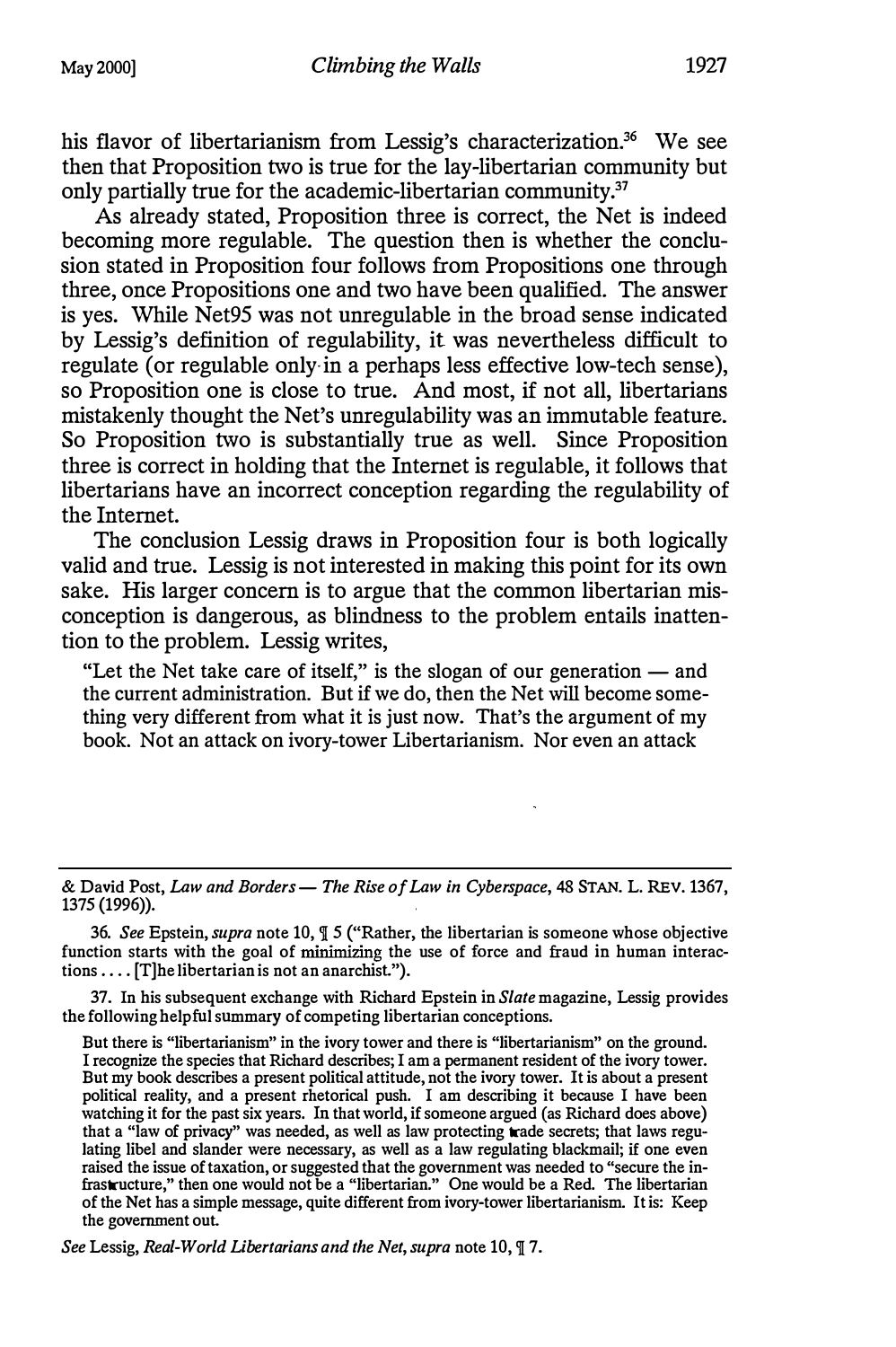his flavor of libertarianism from Lessig's characterization.[36] We see then that Proposition two is true for the lay-libertarian community but only partially true for the academic-libertarian community.[37]

As already stated, Proposition three is correct, the Net is indeed becoming more regulable. The question then is whether the conclusion stated in Proposition four follows from Propositions one through three, once Propositions one and two have been qualified. The answer is yes. While Net95 was not unregulable in the broad sense indicated by Lessig's definition of regulability, it was nevertheless difficult to regulate (or regulable only in a perhaps less effective low-tech sense), so Proposition one is close to true. And most, if not all, libertarians mistakenly thought the Net's unregulability was an immutable feature. So Proposition two is substantially true as well. Since Proposition three is correct in holding that the Internet is regulable, it follows that libertarians have an incorrect conception regarding the regulability of the Internet.

The conclusion Lessig draws in Proposition four is both logically valid and true. Lessig is not interested in making this point for its own sake. His larger concern is to argue that the common libertarian misconception is dangerous, as blindness to the problem entails inattention to the problem. Lessig writes,

> "Let the Net take care of itself," is the slogan of our generation — and the current administration. But if we do, then the Net will become something very different from what it is just now. That's the argument of my book. Not an attack on ivory-tower Libertarianism. Nor even an attack

---

& David Post, *Law and Borders — The Rise of Law in Cyberspace*, 48 STAN. L. REV. 1367, 1375 (1996)).

36. *See* Epstein, *supra* note 10, ¶ 5 ("Rather, the libertarian is someone whose objective function starts with the goal of minimizing the use of force and fraud in human interactions . . . . [T]he libertarian is not an anarchist.").

37. In his subsequent exchange with Richard Epstein in *Slate* magazine, Lessig provides the following helpful summary of competing libertarian conceptions.

> But there is "libertarianism" in the ivory tower and there is "libertarianism" on the ground. I recognize the species that Richard describes; I am a permanent resident of the ivory tower. But my book describes a present political attitude, not the ivory tower. It is about a present political reality, and a present rhetorical push. I am describing it because I have been watching it for the past six years. In that world, if someone argued (as Richard does above) that a "law of privacy" was needed, as well as law protecting trade secrets; that laws regulating libel and slander were necessary, as well as a law regulating blackmail; if one even raised the issue of taxation, or suggested that the government was needed to "secure the infrastructure," then one would not be a "libertarian." One would be a Red. The libertarian of the Net has a simple message, quite different from ivory-tower libertarianism. It is: Keep the government out.

*See* Lessig, *Real-World Libertarians and the Net*, *supra* note 10, ¶ 7.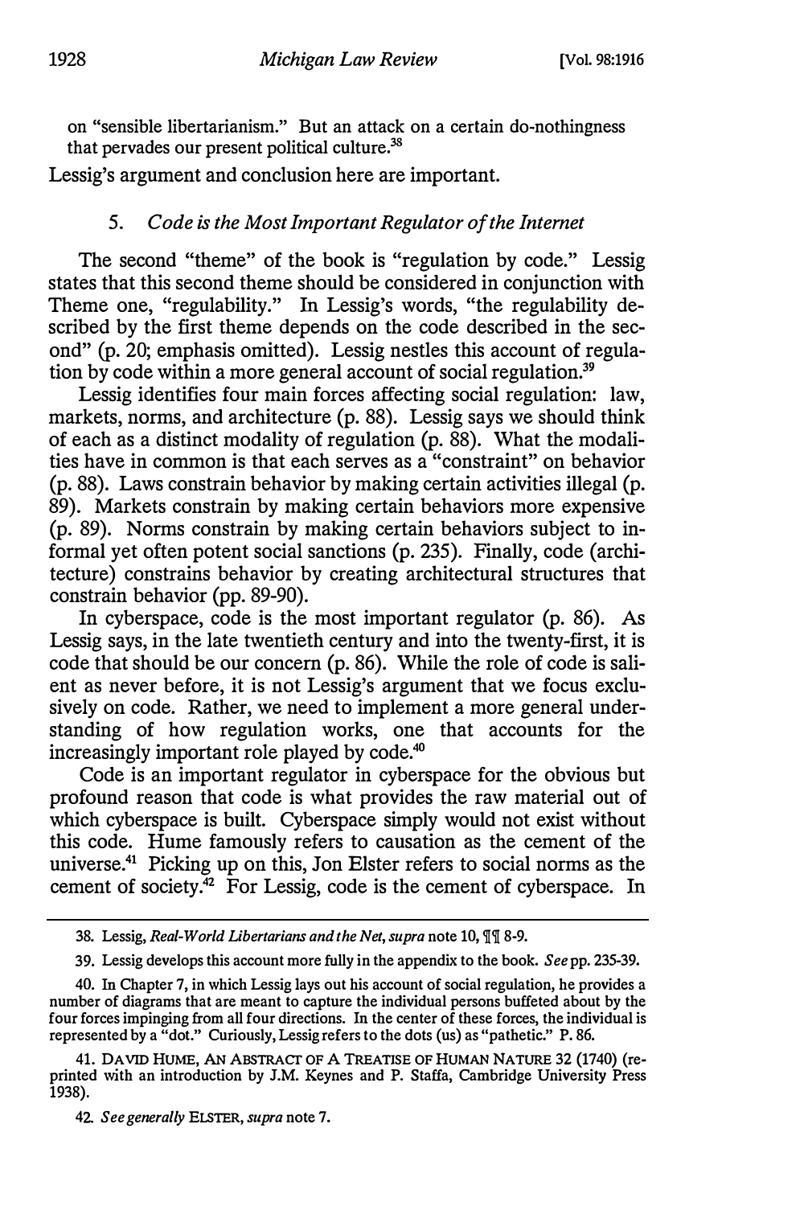on "sensible libertarianism." But an attack on a certain do-nothingness that pervades our present political culture.[38]

Lessig's argument and conclusion here are important.

### 5. *Code is the Most Important Regulator of the Internet*

The second "theme" of the book is "regulation by code." Lessig states that this second theme should be considered in conjunction with Theme one, "regulability." In Lessig's words, "the regulability described by the first theme depends on the code described in the second" (p. 20; emphasis omitted). Lessig nestles this account of regulation by code within a more general account of social regulation.[39]

Lessig identifies four main forces affecting social regulation: law, markets, norms, and architecture (p. 88). Lessig says we should think of each as a distinct modality of regulation (p. 88). What the modalities have in common is that each serves as a "constraint" on behavior (p. 88). Laws constrain behavior by making certain activities illegal (p. 89). Markets constrain by making certain behaviors more expensive (p. 89). Norms constrain by making certain behaviors subject to informal yet often potent social sanctions (p. 235). Finally, code (architecture) constrains behavior by creating architectural structures that constrain behavior (pp. 89-90).

In cyberspace, code is the most important regulator (p. 86). As Lessig says, in the late twentieth century and into the twenty-first, it is code that should be our concern (p. 86). While the role of code is salient as never before, it is not Lessig's argument that we focus exclusively on code. Rather, we need to implement a more general understanding of how regulation works, one that accounts for the increasingly important role played by code.[40]

Code is an important regulator in cyberspace for the obvious but profound reason that code is what provides the raw material out of which cyberspace is built. Cyberspace simply would not exist without this code. Hume famously refers to causation as the cement of the universe.[41] Picking up on this, Jon Elster refers to social norms as the cement of society.[42] For Lessig, code is the cement of cyberspace. In

---

38. Lessig, *Real-World Libertarians and the Net*, *supra* note 10, ¶¶ 8-9.

39. Lessig develops this account more fully in the appendix to the book. *See* pp. 235-39.

40. In Chapter 7, in which Lessig lays out his account of social regulation, he provides a number of diagrams that are meant to capture the individual persons buffeted about by the four forces impinging from all four directions. In the center of these forces, the individual is represented by a "dot." Curiously, Lessig refers to the dots (us) as "pathetic." P. 86.

41. DAVID HUME, AN ABSTRACT OF A TREATISE OF HUMAN NATURE 32 (1740) (reprinted with an introduction by J.M. Keynes and P. Staffa, Cambridge University Press 1938).

42. *See generally* ELSTER, *supra* note 7.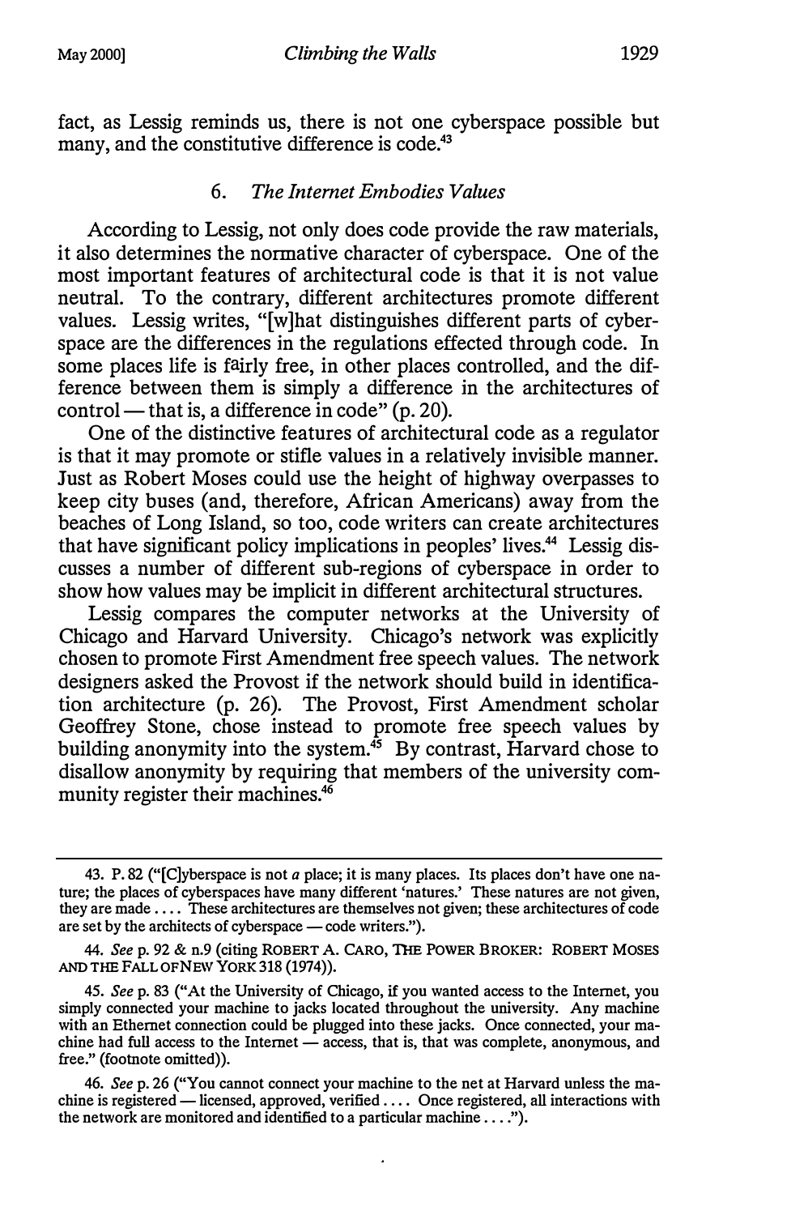fact, as Lessig reminds us, there is not one cyberspace possible but many, and the constitutive difference is code.[43]

### 6. *The Internet Embodies Values*

According to Lessig, not only does code provide the raw materials, it also determines the normative character of cyberspace. One of the most important features of architectural code is that it is not value neutral. To the contrary, different architectures promote different values. Lessig writes, "[w]hat distinguishes different parts of cyberspace are the differences in the regulations effected through code. In some places life is fairly free, in other places controlled, and the difference between them is simply a difference in the architectures of control — that is, a difference in code" (p. 20).

One of the distinctive features of architectural code as a regulator is that it may promote or stifle values in a relatively invisible manner. Just as Robert Moses could use the height of highway overpasses to keep city buses (and, therefore, African Americans) away from the beaches of Long Island, so too, code writers can create architectures that have significant policy implications in peoples' lives.[44] Lessig discusses a number of different sub-regions of cyberspace in order to show how values may be implicit in different architectural structures.

Lessig compares the computer networks at the University of Chicago and Harvard University. Chicago's network was explicitly chosen to promote First Amendment free speech values. The network designers asked the Provost if the network should build in identification architecture (p. 26). The Provost, First Amendment scholar Geoffrey Stone, chose instead to promote free speech values by building anonymity into the system.[45] By contrast, Harvard chose to disallow anonymity by requiring that members of the university community register their machines.[46]

---

43. P. 82 ("[C]yberspace is not *a* place; it is many places. Its places don't have one nature; the places of cyberspaces have many different 'natures.' These natures are not given, they are made .... These architectures are themselves not given; these architectures of code are set by the architects of cyberspace — code writers.").

44. *See* p. 92 & n.9 (citing ROBERT A. CARO, THE POWER BROKER: ROBERT MOSES AND THE FALL OF NEW YORK 318 (1974)).

45. *See* p. 83 ("At the University of Chicago, if you wanted access to the Internet, you simply connected your machine to jacks located throughout the university. Any machine with an Ethernet connection could be plugged into these jacks. Once connected, your machine had full access to the Internet — access, that is, that was complete, anonymous, and free." (footnote omitted)).

46. *See* p. 26 ("You cannot connect your machine to the net at Harvard unless the machine is registered — licensed, approved, verified .... Once registered, all interactions with the network are monitored and identified to a particular machine ....").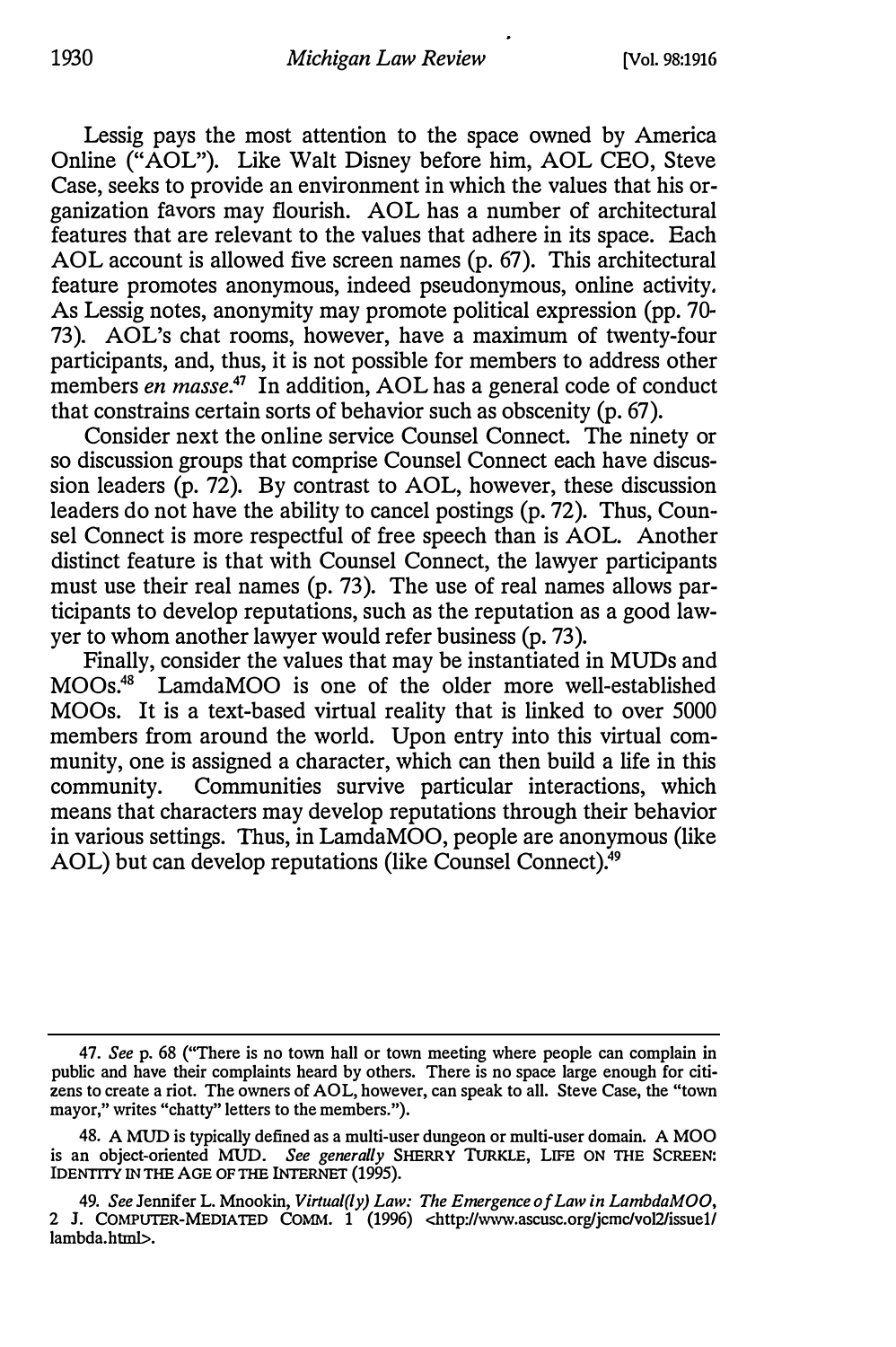Lessig pays the most attention to the space owned by America Online ("AOL"). Like Walt Disney before him, AOL CEO, Steve Case, seeks to provide an environment in which the values that his organization favors may flourish. AOL has a number of architectural features that are relevant to the values that adhere in its space. Each AOL account is allowed five screen names (p. 67). This architectural feature promotes anonymous, indeed pseudonymous, online activity. As Lessig notes, anonymity may promote political expression (pp. 70-73). AOL's chat rooms, however, have a maximum of twenty-four participants, and, thus, it is not possible for members to address other members *en masse*.[47] In addition, AOL has a general code of conduct that constrains certain sorts of behavior such as obscenity (p. 67).

Consider next the online service Counsel Connect. The ninety or so discussion groups that comprise Counsel Connect each have discussion leaders (p. 72). By contrast to AOL, however, these discussion leaders do not have the ability to cancel postings (p. 72). Thus, Counsel Connect is more respectful of free speech than is AOL. Another distinct feature is that with Counsel Connect, the lawyer participants must use their real names (p. 73). The use of real names allows participants to develop reputations, such as the reputation as a good lawyer to whom another lawyer would refer business (p. 73).

Finally, consider the values that may be instantiated in MUDs and MOOs.[48] LamdaMOO is one of the older more well-established MOOs. It is a text-based virtual reality that is linked to over 5000 members from around the world. Upon entry into this virtual community, one is assigned a character, which can then build a life in this community. Communities survive particular interactions, which means that characters may develop reputations through their behavior in various settings. Thus, in LamdaMOO, people are anonymous (like AOL) but can develop reputations (like Counsel Connect).[49]

---

47. *See* p. 68 ("There is no town hall or town meeting where people can complain in public and have their complaints heard by others. There is no space large enough for citizens to create a riot. The owners of AOL, however, can speak to all. Steve Case, the "town mayor," writes "chatty" letters to the members.").

48. A MUD is typically defined as a multi-user dungeon or multi-user domain. A MOO is an object-oriented MUD. *See generally* SHERRY TURKLE, LIFE ON THE SCREEN: IDENTITY IN THE AGE OF THE INTERNET (1995).

49. *See* Jennifer L. Mnookin, *Virtual(ly) Law: The Emergence of Law in LambdaMOO*, 2 J. COMPUTER-MEDIATED COMM. 1 (1996) <http://www.ascusc.org/jcmc/vol2/issue1/lambda.html>.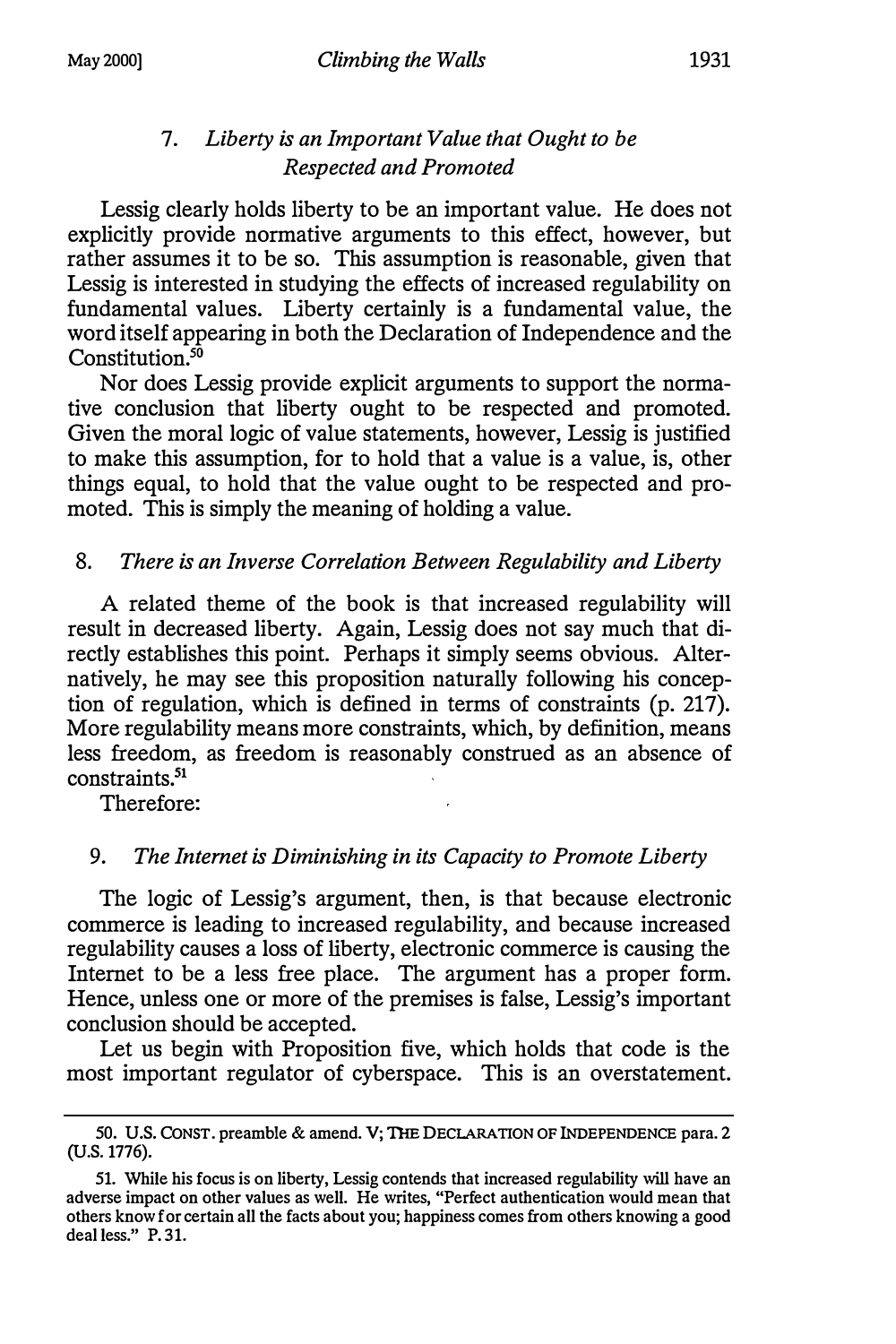### 7. *Liberty is an Important Value that Ought to be Respected and Promoted*

Lessig clearly holds liberty to be an important value. He does not explicitly provide normative arguments to this effect, however, but rather assumes it to be so. This assumption is reasonable, given that Lessig is interested in studying the effects of increased regulability on fundamental values. Liberty certainly is a fundamental value, the word itself appearing in both the Declaration of Independence and the Constitution.[50]

Nor does Lessig provide explicit arguments to support the normative conclusion that liberty ought to be respected and promoted. Given the moral logic of value statements, however, Lessig is justified to make this assumption, for to hold that a value is a value, is, other things equal, to hold that the value ought to be respected and promoted. This is simply the meaning of holding a value.

### 8. *There is an Inverse Correlation Between Regulability and Liberty*

A related theme of the book is that increased regulability will result in decreased liberty. Again, Lessig does not say much that directly establishes this point. Perhaps it simply seems obvious. Alternatively, he may see this proposition naturally following his conception of regulation, which is defined in terms of constraints (p. 217). More regulability means more constraints, which, by definition, means less freedom, as freedom is reasonably construed as an absence of constraints.[51]

Therefore:

### 9. *The Internet is Diminishing in its Capacity to Promote Liberty*

The logic of Lessig's argument, then, is that because electronic commerce is leading to increased regulability, and because increased regulability causes a loss of liberty, electronic commerce is causing the Internet to be a less free place. The argument has a proper form. Hence, unless one or more of the premises is false, Lessig's important conclusion should be accepted.

Let us begin with Proposition five, which holds that code is the most important regulator of cyberspace. This is an overstatement.

---

50. U.S. CONST. preamble & amend. V; THE DECLARATION OF INDEPENDENCE para. 2 (U.S. 1776).

51. While his focus is on liberty, Lessig contends that increased regulability will have an adverse impact on other values as well. He writes, "Perfect authentication would mean that others know for certain all the facts about you; happiness comes from others knowing a good deal less." P. 31.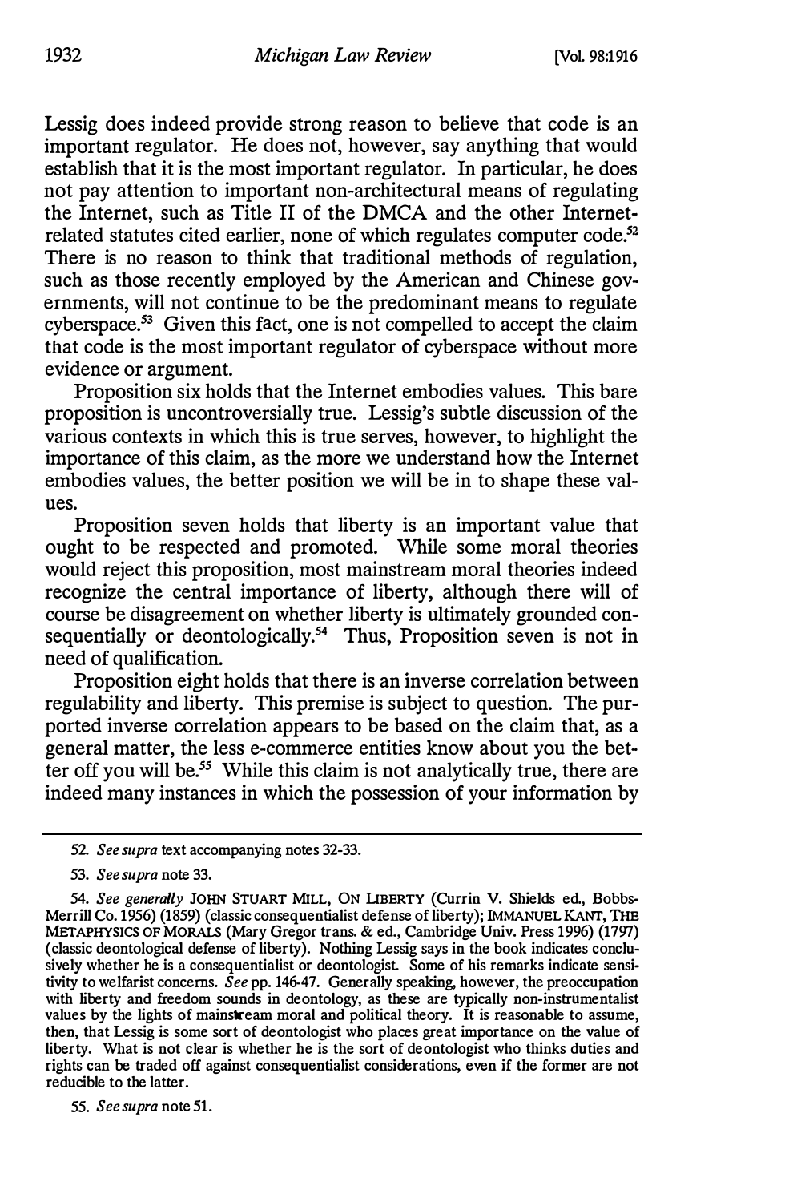Lessig does indeed provide strong reason to believe that code is an important regulator. He does not, however, say anything that would establish that it is the most important regulator. In particular, he does not pay attention to important non-architectural means of regulating the Internet, such as Title II of the DMCA and the other Internet-related statutes cited earlier, none of which regulates computer code.[52] There is no reason to think that traditional methods of regulation, such as those recently employed by the American and Chinese governments, will not continue to be the predominant means to regulate cyberspace.[53] Given this fact, one is not compelled to accept the claim that code is the most important regulator of cyberspace without more evidence or argument.

Proposition six holds that the Internet embodies values. This bare proposition is uncontroversially true. Lessig's subtle discussion of the various contexts in which this is true serves, however, to highlight the importance of this claim, as the more we understand how the Internet embodies values, the better position we will be in to shape these values.

Proposition seven holds that liberty is an important value that ought to be respected and promoted. While some moral theories would reject this proposition, most mainstream moral theories indeed recognize the central importance of liberty, although there will of course be disagreement on whether liberty is ultimately grounded consequentially or deontologically.[54] Thus, Proposition seven is not in need of qualification.

Proposition eight holds that there is an inverse correlation between regulability and liberty. This premise is subject to question. The purported inverse correlation appears to be based on the claim that, as a general matter, the less e-commerce entities know about you the better off you will be.[55] While this claim is not analytically true, there are indeed many instances in which the possession of your information by

---

52. *See supra* text accompanying notes 32-33.

53. *See supra* note 33.

54. *See generally* JOHN STUART MILL, ON LIBERTY (Currin V. Shields ed., Bobbs-Merrill Co. 1956) (1859) (classic consequentialist defense of liberty); IMMANUEL KANT, THE METAPHYSICS OF MORALS (Mary Gregor trans. & ed., Cambridge Univ. Press 1996) (1797) (classic deontological defense of liberty). Nothing Lessig says in the book indicates conclusively whether he is a consequentialist or deontologist. Some of his remarks indicate sensitivity to welfarist concerns. *See* pp. 146-47. Generally speaking, however, the preoccupation with liberty and freedom sounds in deontology, as these are typically non-instrumentalist values by the lights of mainstream moral and political theory. It is reasonable to assume, then, that Lessig is some sort of deontologist who places great importance on the value of liberty. What is not clear is whether he is the sort of deontologist who thinks duties and rights can be traded off against consequentialist considerations, even if the former are not reducible to the latter.

55. *See supra* note 51.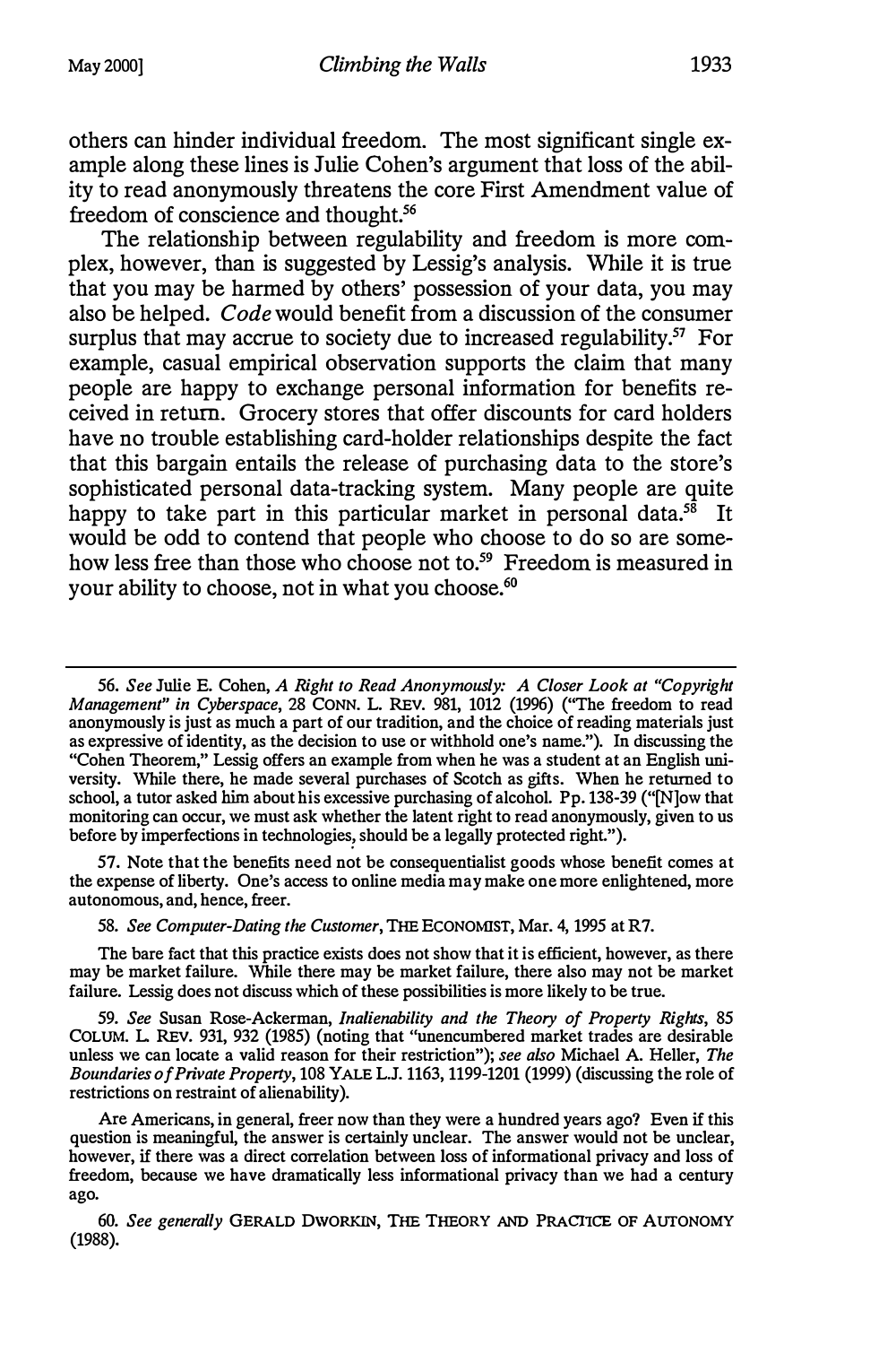others can hinder individual freedom. The most significant single example along these lines is Julie Cohen's argument that loss of the ability to read anonymously threatens the core First Amendment value of freedom of conscience and thought.[56]

The relationship between regulability and freedom is more complex, however, than is suggested by Lessig's analysis. While it is true that you may be harmed by others' possession of your data, you may also be helped. *Code* would benefit from a discussion of the consumer surplus that may accrue to society due to increased regulability.[57] For example, casual empirical observation supports the claim that many people are happy to exchange personal information for benefits received in return. Grocery stores that offer discounts for card holders have no trouble establishing card-holder relationships despite the fact that this bargain entails the release of purchasing data to the store's sophisticated personal data-tracking system. Many people are quite happy to take part in this particular market in personal data.[58] It would be odd to contend that people who choose to do so are somehow less free than those who choose not to.[59] Freedom is measured in your ability to choose, not in what you choose.[60]

---

56. *See* Julie E. Cohen, *A Right to Read Anonymously: A Closer Look at "Copyright Management" in Cyberspace*, 28 CONN. L. REV. 981, 1012 (1996) ("The freedom to read anonymously is just as much a part of our tradition, and the choice of reading materials just as expressive of identity, as the decision to use or withhold one's name."). In discussing the "Cohen Theorem," Lessig offers an example from when he was a student at an English university. While there, he made several purchases of Scotch as gifts. When he returned to school, a tutor asked him about his excessive purchasing of alcohol. Pp. 138-39 ("[N]ow that monitoring can occur, we must ask whether the latent right to read anonymously, given to us before by imperfections in technologies, should be a legally protected right.").

57. Note that the benefits need not be consequentialist goods whose benefit comes at the expense of liberty. One's access to online media may make one more enlightened, more autonomous, and, hence, freer.

58. *See Computer-Dating the Customer*, THE ECONOMIST, Mar. 4, 1995 at R7.

The bare fact that this practice exists does not show that it is efficient, however, as there may be market failure. While there may be market failure, there also may not be market failure. Lessig does not discuss which of these possibilities is more likely to be true.

59. *See* Susan Rose-Ackerman, *Inalienability and the Theory of Property Rights*, 85 COLUM. L. REV. 931, 932 (1985) (noting that "unencumbered market trades are desirable unless we can locate a valid reason for their restriction"); *see also* Michael A. Heller, *The Boundaries of Private Property*, 108 YALE L.J. 1163, 1199-1201 (1999) (discussing the role of restrictions on restraint of alienability).

Are Americans, in general, freer now than they were a hundred years ago? Even if this question is meaningful, the answer is certainly unclear. The answer would not be unclear, however, if there was a direct correlation between loss of informational privacy and loss of freedom, because we have dramatically less informational privacy than we had a century ago.

60. *See generally* GERALD DWORKIN, THE THEORY AND PRACTICE OF AUTONOMY (1988).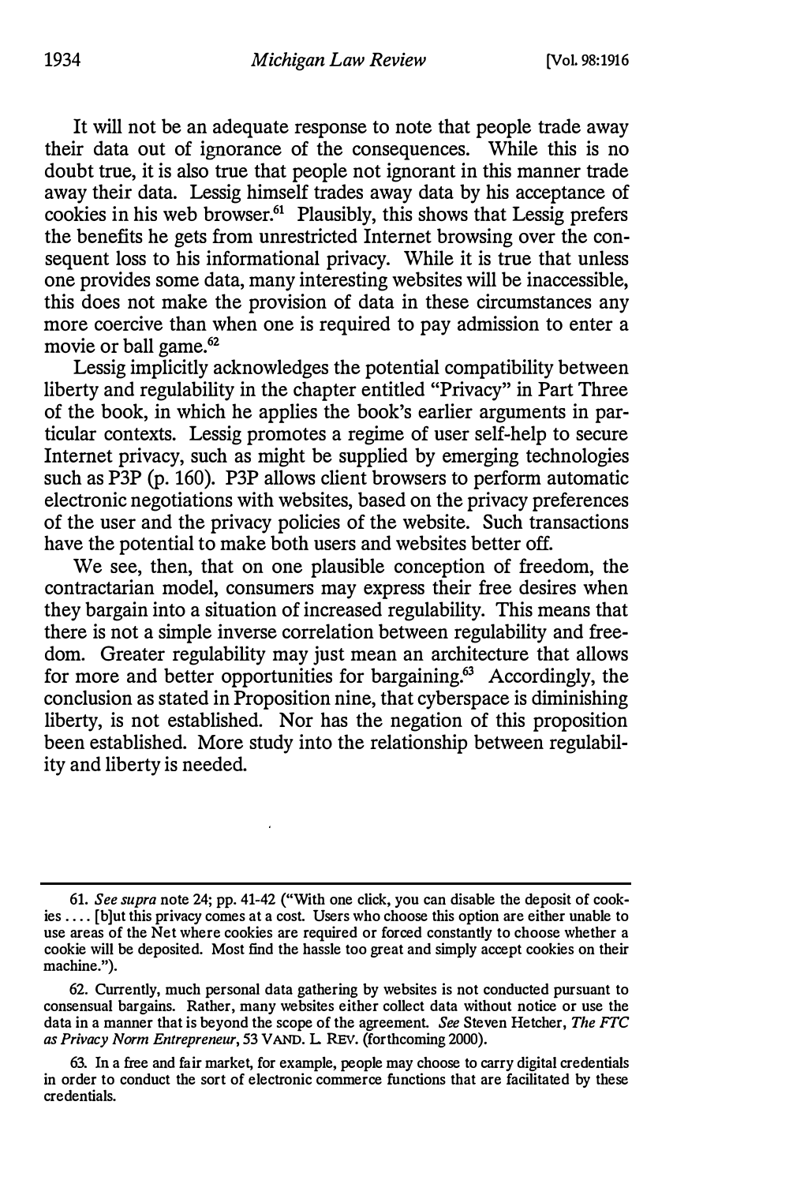It will not be an adequate response to note that people trade away their data out of ignorance of the consequences. While this is no doubt true, it is also true that people not ignorant in this manner trade away their data. Lessig himself trades away data by his acceptance of cookies in his web browser.[61] Plausibly, this shows that Lessig prefers the benefits he gets from unrestricted Internet browsing over the consequent loss to his informational privacy. While it is true that unless one provides some data, many interesting websites will be inaccessible, this does not make the provision of data in these circumstances any more coercive than when one is required to pay admission to enter a movie or ball game.[62]

Lessig implicitly acknowledges the potential compatibility between liberty and regulability in the chapter entitled "Privacy" in Part Three of the book, in which he applies the book's earlier arguments in particular contexts. Lessig promotes a regime of user self-help to secure Internet privacy, such as might be supplied by emerging technologies such as P3P (p. 160). P3P allows client browsers to perform automatic electronic negotiations with websites, based on the privacy preferences of the user and the privacy policies of the website. Such transactions have the potential to make both users and websites better off.

We see, then, that on one plausible conception of freedom, the contractarian model, consumers may express their free desires when they bargain into a situation of increased regulability. This means that there is not a simple inverse correlation between regulability and freedom. Greater regulability may just mean an architecture that allows for more and better opportunities for bargaining.[63] Accordingly, the conclusion as stated in Proposition nine, that cyberspace is diminishing liberty, is not established. Nor has the negation of this proposition been established. More study into the relationship between regulability and liberty is needed.

---

61. *See supra* note 24; pp. 41-42 ("With one click, you can disable the deposit of cookies .... [b]ut this privacy comes at a cost. Users who choose this option are either unable to use areas of the Net where cookies are required or forced constantly to choose whether a cookie will be deposited. Most find the hassle too great and simply accept cookies on their machine.").

62. Currently, much personal data gathering by websites is not conducted pursuant to consensual bargains. Rather, many websites either collect data without notice or use the data in a manner that is beyond the scope of the agreement. *See* Steven Hetcher, *The FTC as Privacy Norm Entrepreneur*, 53 VAND. L. REV. (forthcoming 2000).

63. In a free and fair market, for example, people may choose to carry digital credentials in order to conduct the sort of electronic commerce functions that are facilitated by these credentials.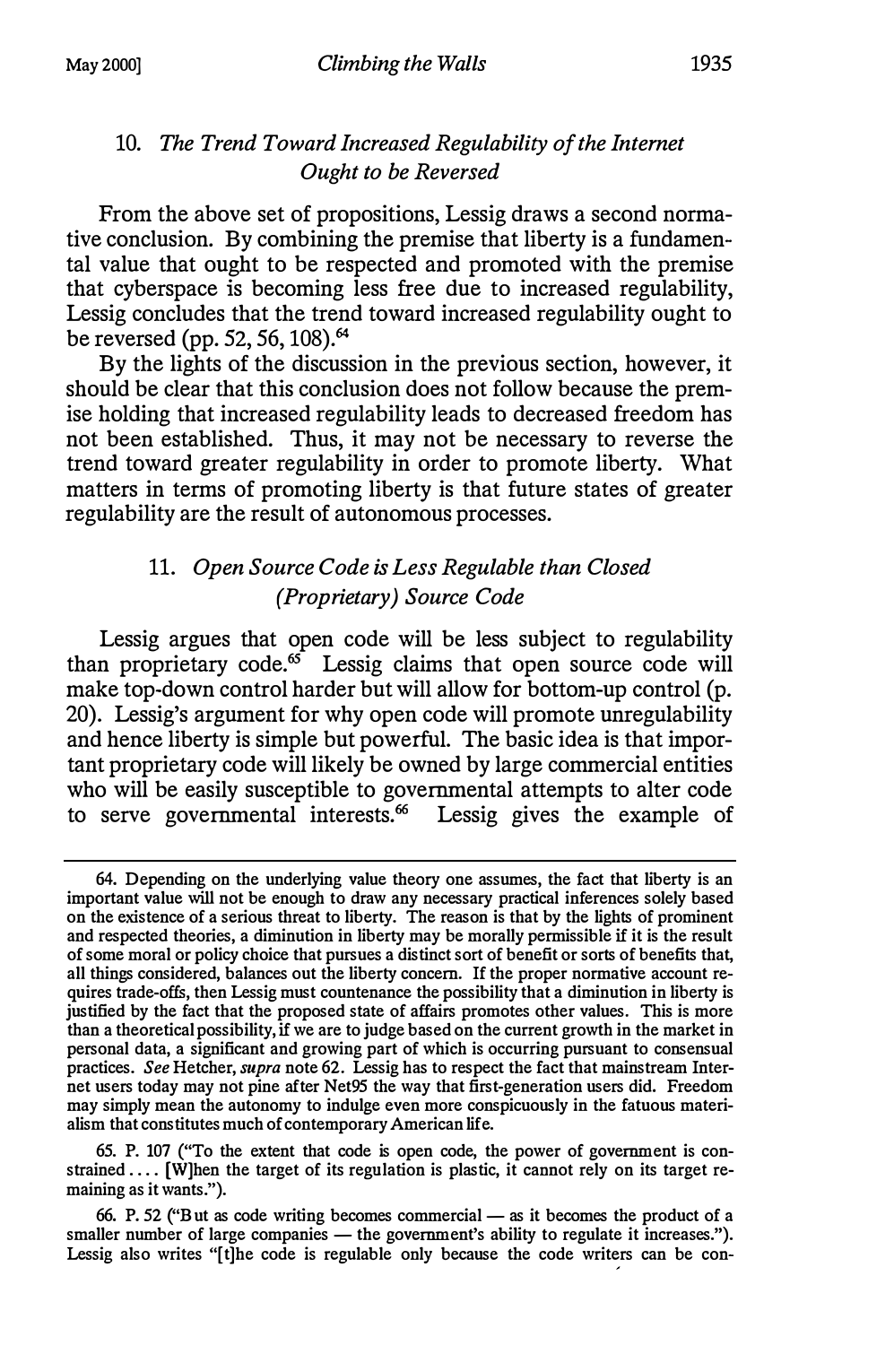### 10. *The Trend Toward Increased Regulability of the Internet Ought to be Reversed*

From the above set of propositions, Lessig draws a second normative conclusion. By combining the premise that liberty is a fundamental value that ought to be respected and promoted with the premise that cyberspace is becoming less free due to increased regulability, Lessig concludes that the trend toward increased regulability ought to be reversed (pp. 52, 56, 108).[64]

By the lights of the discussion in the previous section, however, it should be clear that this conclusion does not follow because the premise holding that increased regulability leads to decreased freedom has not been established. Thus, it may not be necessary to reverse the trend toward greater regulability in order to promote liberty. What matters in terms of promoting liberty is that future states of greater regulability are the result of autonomous processes.

### 11. *Open Source Code is Less Regulable than Closed (Proprietary) Source Code*

Lessig argues that open code will be less subject to regulability than proprietary code.[65] Lessig claims that open source code will make top-down control harder but will allow for bottom-up control (p. 20). Lessig's argument for why open code will promote unregulability and hence liberty is simple but powerful. The basic idea is that important proprietary code will likely be owned by large commercial entities who will be easily susceptible to governmental attempts to alter code to serve governmental interests.[66] Lessig gives the example of

---

64. Depending on the underlying value theory one assumes, the fact that liberty is an important value will not be enough to draw any necessary practical inferences solely based on the existence of a serious threat to liberty. The reason is that by the lights of prominent and respected theories, a diminution in liberty may be morally permissible if it is the result of some moral or policy choice that pursues a distinct sort of benefit or sorts of benefits that, all things considered, balances out the liberty concern. If the proper normative account requires trade-offs, then Lessig must countenance the possibility that a diminution in liberty is justified by the fact that the proposed state of affairs promotes other values. This is more than a theoretical possibility, if we are to judge based on the current growth in the market in personal data, a significant and growing part of which is occurring pursuant to consensual practices. *See* Hetcher, *supra* note 62. Lessig has to respect the fact that mainstream Internet users today may not pine after Net95 the way that first-generation users did. Freedom may simply mean the autonomy to indulge even more conspicuously in the fatuous materialism that constitutes much of contemporary American life.

65. P. 107 ("To the extent that code is open code, the power of government is constrained . . . . [W]hen the target of its regulation is plastic, it cannot rely on its target remaining as it wants.").

66. P. 52 ("But as code writing becomes commercial — as it becomes the product of a smaller number of large companies — the government's ability to regulate it increases."). Lessig also writes "[t]he code is regulable only because the code writers can be con-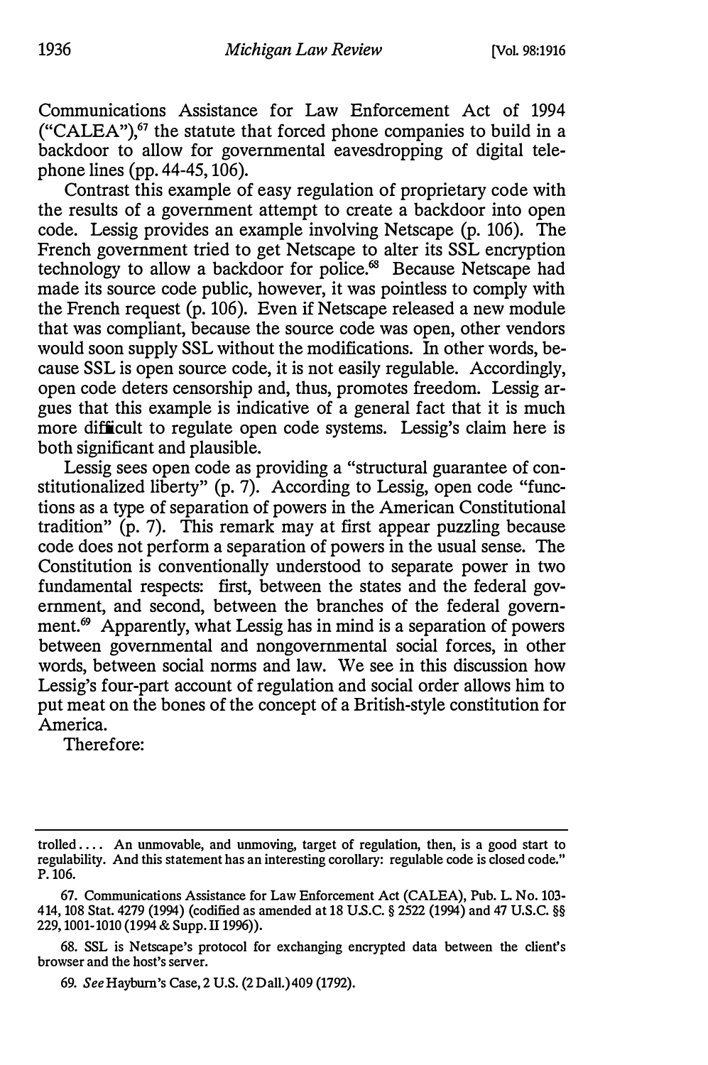Communications Assistance for Law Enforcement Act of 1994 ("CALEA"),[67] the statute that forced phone companies to build in a backdoor to allow for governmental eavesdropping of digital telephone lines (pp. 44-45, 106).

Contrast this example of easy regulation of proprietary code with the results of a government attempt to create a backdoor into open code. Lessig provides an example involving Netscape (p. 106). The French government tried to get Netscape to alter its SSL encryption technology to allow a backdoor for police.[68] Because Netscape had made its source code public, however, it was pointless to comply with the French request (p. 106). Even if Netscape released a new module that was compliant, because the source code was open, other vendors would soon supply SSL without the modifications. In other words, because SSL is open source code, it is not easily regulable. Accordingly, open code deters censorship and, thus, promotes freedom. Lessig argues that this example is indicative of a general fact that it is much more difficult to regulate open code systems. Lessig's claim here is both significant and plausible.

Lessig sees open code as providing a "structural guarantee of constitutionalized liberty" (p. 7). According to Lessig, open code "functions as a type of separation of powers in the American Constitutional tradition" (p. 7). This remark may at first appear puzzling because code does not perform a separation of powers in the usual sense. The Constitution is conventionally understood to separate power in two fundamental respects: first, between the states and the federal government, and second, between the branches of the federal government.[69] Apparently, what Lessig has in mind is a separation of powers between governmental and nongovernmental social forces, in other words, between social norms and law. We see in this discussion how Lessig's four-part account of regulation and social order allows him to put meat on the bones of the concept of a British-style constitution for America.

Therefore:

---

trolled .... An unmovable, and unmoving, target of regulation, then, is a good start to regulability. And this statement has an interesting corollary: regulable code is closed code." P. 106.

67. Communications Assistance for Law Enforcement Act (CALEA), Pub. L. No. 103-414, 108 Stat. 4279 (1994) (codified as amended at 18 U.S.C. § 2522 (1994) and 47 U.S.C. §§ 229, 1001-1010 (1994 & Supp. II 1996)).

68. SSL is Netscape's protocol for exchanging encrypted data between the client's browser and the host's server.

69. *See* Hayburn's Case, 2 U.S. (2 Dall.) 409 (1792).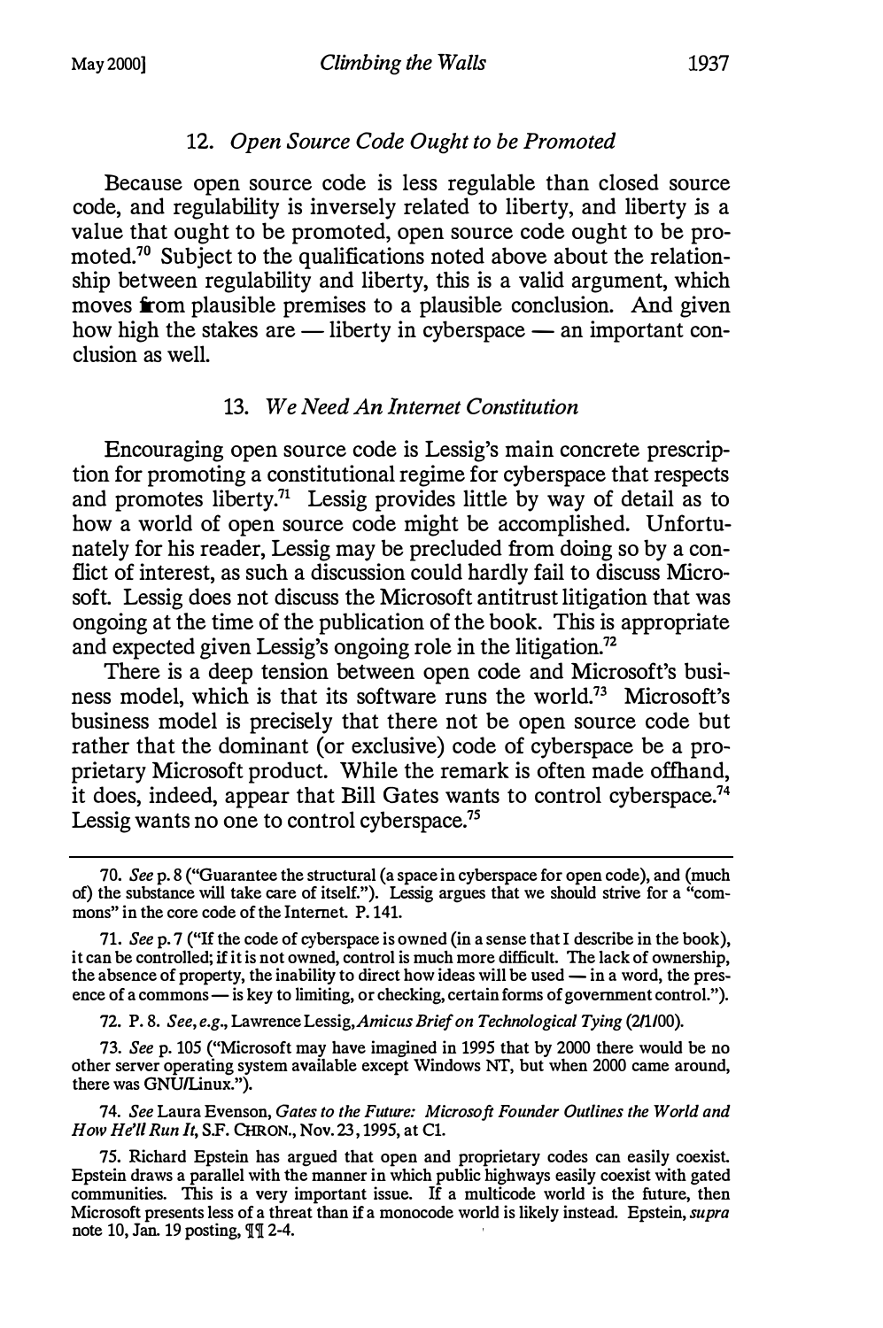### 12. *Open Source Code Ought to be Promoted*

Because open source code is less regulable than closed source code, and regulability is inversely related to liberty, and liberty is a value that ought to be promoted, open source code ought to be promoted.[70] Subject to the qualifications noted above about the relationship between regulability and liberty, this is a valid argument, which moves from plausible premises to a plausible conclusion. And given how high the stakes are — liberty in cyberspace — an important conclusion as well.

### 13. *We Need An Internet Constitution*

Encouraging open source code is Lessig's main concrete prescription for promoting a constitutional regime for cyberspace that respects and promotes liberty.[71] Lessig provides little by way of detail as to how a world of open source code might be accomplished. Unfortunately for his reader, Lessig may be precluded from doing so by a conflict of interest, as such a discussion could hardly fail to discuss Microsoft. Lessig does not discuss the Microsoft antitrust litigation that was ongoing at the time of the publication of the book. This is appropriate and expected given Lessig's ongoing role in the litigation.[72]

There is a deep tension between open code and Microsoft's business model, which is that its software runs the world.[73] Microsoft's business model is precisely that there not be open source code but rather that the dominant (or exclusive) code of cyberspace be a proprietary Microsoft product. While the remark is often made offhand, it does, indeed, appear that Bill Gates wants to control cyberspace.[74] Lessig wants no one to control cyberspace.[75]

---

70. *See* p. 8 ("Guarantee the structural (a space in cyberspace for open code), and (much of) the substance will take care of itself."). Lessig argues that we should strive for a "commons" in the core code of the Internet. P. 141.

71. *See* p. 7 ("If the code of cyberspace is owned (in a sense that I describe in the book), it can be controlled; if it is not owned, control is much more difficult. The lack of ownership, the absence of property, the inability to direct how ideas will be used — in a word, the presence of a commons — is key to limiting, or checking, certain forms of government control.").

72. P. 8. *See, e.g.*, Lawrence Lessig, *Amicus Brief on Technological Tying* (2/1/00).

73. *See* p. 105 ("Microsoft may have imagined in 1995 that by 2000 there would be no other server operating system available except Windows NT, but when 2000 came around, there was GNU/Linux.").

74. *See* Laura Evenson, *Gates to the Future: Microsoft Founder Outlines the World and How He'll Run It*, S.F. CHRON., Nov. 23, 1995, at C1.

75. Richard Epstein has argued that open and proprietary codes can easily coexist. Epstein draws a parallel with the manner in which public highways easily coexist with gated communities. This is a very important issue. If a multicode world is the future, then Microsoft presents less of a threat than if a monocode world is likely instead. Epstein, *supra* note 10, Jan. 19 posting, ¶¶ 2-4.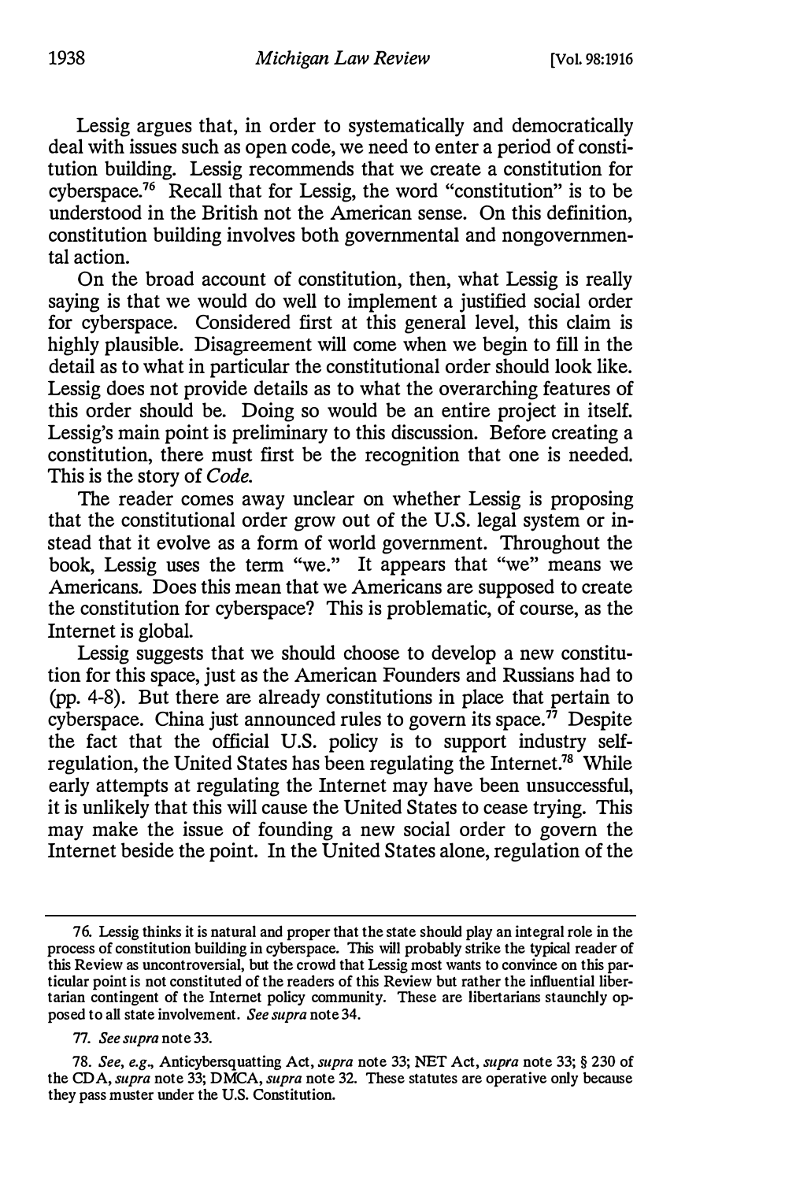Lessig argues that, in order to systematically and democratically deal with issues such as open code, we need to enter a period of constitution building. Lessig recommends that we create a constitution for cyberspace.[76] Recall that for Lessig, the word "constitution" is to be understood in the British not the American sense. On this definition, constitution building involves both governmental and nongovernmental action.

On the broad account of constitution, then, what Lessig is really saying is that we would do well to implement a justified social order for cyberspace. Considered first at this general level, this claim is highly plausible. Disagreement will come when we begin to fill in the detail as to what in particular the constitutional order should look like. Lessig does not provide details as to what the overarching features of this order should be. Doing so would be an entire project in itself. Lessig's main point is preliminary to this discussion. Before creating a constitution, there must first be the recognition that one is needed. This is the story of *Code*.

The reader comes away unclear on whether Lessig is proposing that the constitutional order grow out of the U.S. legal system or instead that it evolve as a form of world government. Throughout the book, Lessig uses the term "we." It appears that "we" means we Americans. Does this mean that we Americans are supposed to create the constitution for cyberspace? This is problematic, of course, as the Internet is global.

Lessig suggests that we should choose to develop a new constitution for this space, just as the American Founders and Russians had to (pp. 4-8). But there are already constitutions in place that pertain to cyberspace. China just announced rules to govern its space.[77] Despite the fact that the official U.S. policy is to support industry self-regulation, the United States has been regulating the Internet.[78] While early attempts at regulating the Internet may have been unsuccessful, it is unlikely that this will cause the United States to cease trying. This may make the issue of founding a new social order to govern the Internet beside the point. In the United States alone, regulation of the

---

76. Lessig thinks it is natural and proper that the state should play an integral role in the process of constitution building in cyberspace. This will probably strike the typical reader of this Review as uncontroversial, but the crowd that Lessig most wants to convince on this particular point is not constituted of the readers of this Review but rather the influential libertarian contingent of the Internet policy community. These are libertarians staunchly opposed to all state involvement. *See supra* note 34.

77. *See supra* note 33.

78. *See, e.g.*, Anticybersquatting Act, *supra* note 33; NET Act, *supra* note 33; § 230 of the CDA, *supra* note 33; DMCA, *supra* note 32. These statutes are operative only because they pass muster under the U.S. Constitution.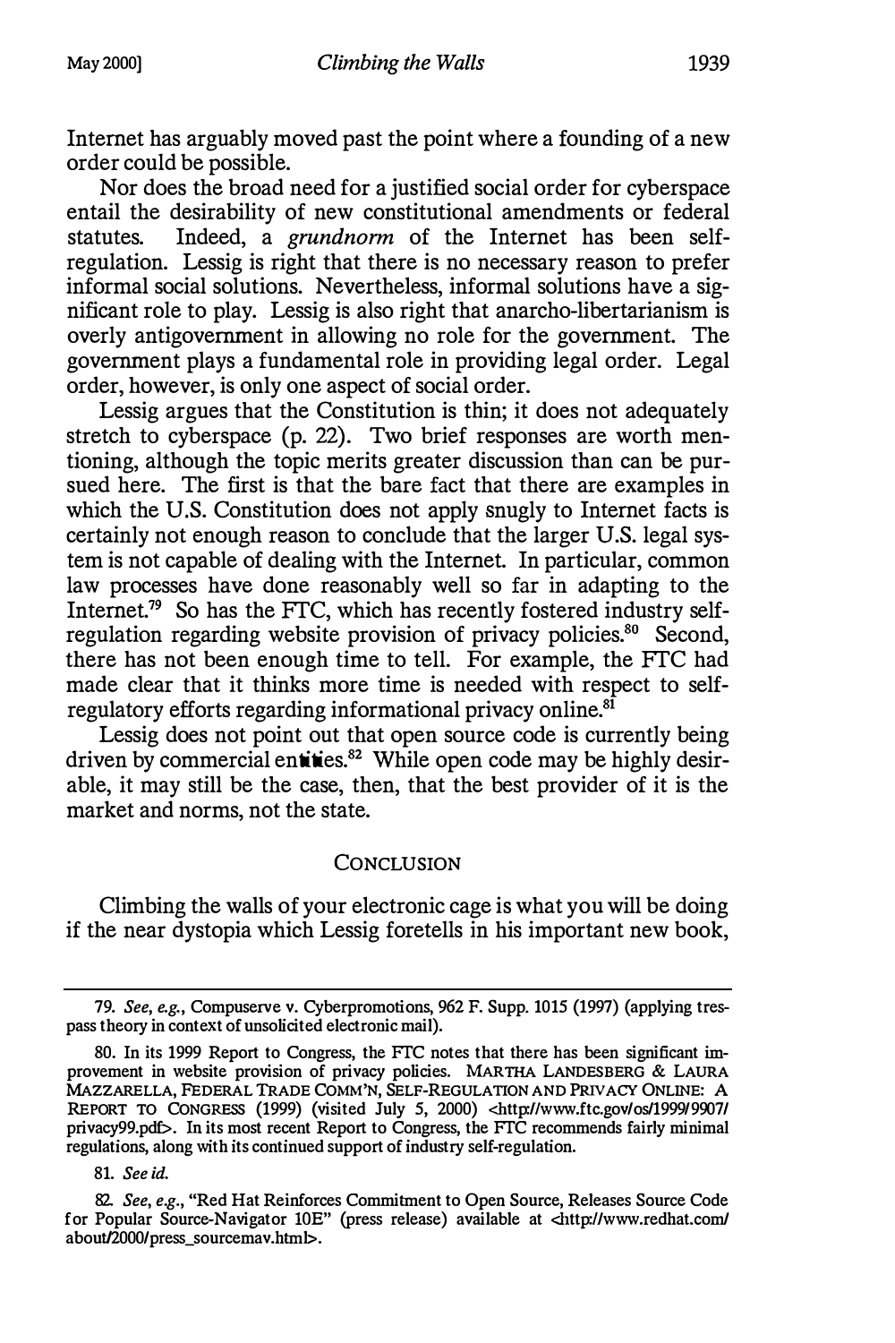Internet has arguably moved past the point where a founding of a new order could be possible.

Nor does the broad need for a justified social order for cyberspace entail the desirability of new constitutional amendments or federal statutes. Indeed, a *grundnorm* of the Internet has been self-regulation. Lessig is right that there is no necessary reason to prefer informal social solutions. Nevertheless, informal solutions have a significant role to play. Lessig is also right that anarcho-libertarianism is overly antigovernment in allowing no role for the government. The government plays a fundamental role in providing legal order. Legal order, however, is only one aspect of social order.

Lessig argues that the Constitution is thin; it does not adequately stretch to cyberspace (p. 22). Two brief responses are worth mentioning, although the topic merits greater discussion than can be pursued here. The first is that the bare fact that there are examples in which the U.S. Constitution does not apply snugly to Internet facts is certainly not enough reason to conclude that the larger U.S. legal system is not capable of dealing with the Internet. In particular, common law processes have done reasonably well so far in adapting to the Internet.[79] So has the FTC, which has recently fostered industry self-regulation regarding website provision of privacy policies.[80] Second, there has not been enough time to tell. For example, the FTC had made clear that it thinks more time is needed with respect to self-regulatory efforts regarding informational privacy online.[81]

Lessig does not point out that open source code is currently being driven by commercial entities.[82] While open code may be highly desirable, it may still be the case, then, that the best provider of it is the market and norms, not the state.

## CONCLUSION

Climbing the walls of your electronic cage is what you will be doing if the near dystopia which Lessig foretells in his important new book,

---

79. *See, e.g.*, Compuserve v. Cyberpromotions, 962 F. Supp. 1015 (1997) (applying trespass theory in context of unsolicited electronic mail).

80. In its 1999 Report to Congress, the FTC notes that there has been significant improvement in website provision of privacy policies. MARTHA LANDESBERG & LAURA MAZZARELLA, FEDERAL TRADE COMM'N, SELF-REGULATION AND PRIVACY ONLINE: A REPORT TO CONGRESS (1999) (visited July 5, 2000) <http://www.ftc.gov/os/1999/9907/privacy99.pdf>. In its most recent Report to Congress, the FTC recommends fairly minimal regulations, along with its continued support of industry self-regulation.

81. *See id.*

82. *See, e.g.*, "Red Hat Reinforces Commitment to Open Source, Releases Source Code for Popular Source-Navigator 10E" (press release) available at <http://www.redhat.com/about/2000/press_sourcenav.html>.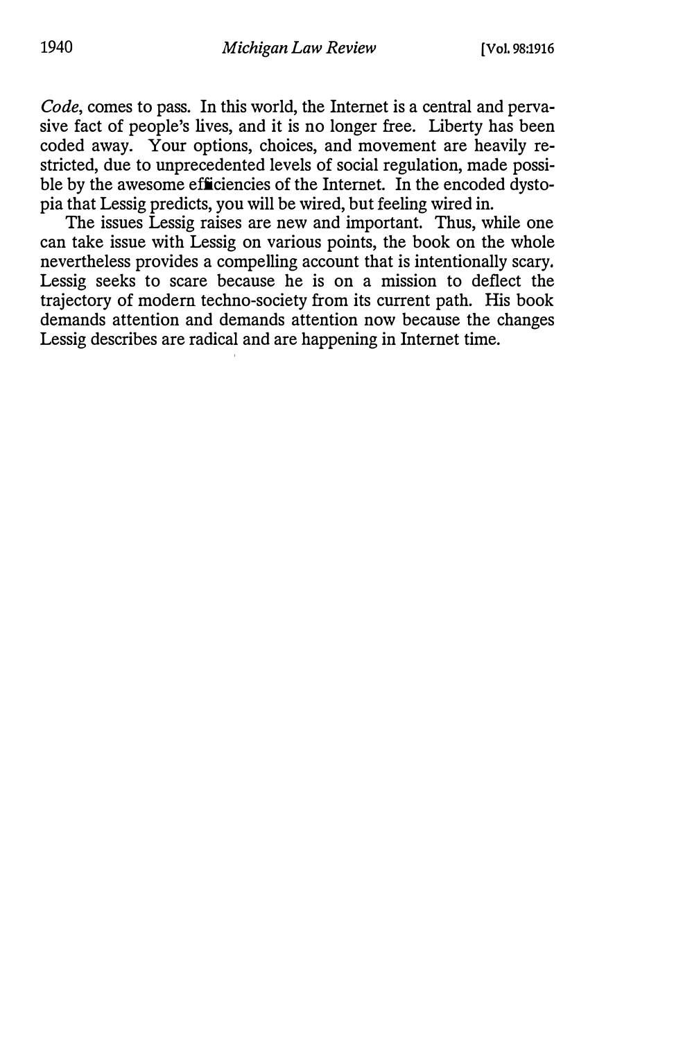*Code*, comes to pass. In this world, the Internet is a central and pervasive fact of people's lives, and it is no longer free. Liberty has been coded away. Your options, choices, and movement are heavily restricted, due to unprecedented levels of social regulation, made possible by the awesome efficiencies of the Internet. In the encoded dystopia that Lessig predicts, you will be wired, but feeling wired in.

The issues Lessig raises are new and important. Thus, while one can take issue with Lessig on various points, the book on the whole nevertheless provides a compelling account that is intentionally scary. Lessig seeks to scare because he is on a mission to deflect the trajectory of modern techno-society from its current path. His book demands attention and demands attention now because the changes Lessig describes are radical and are happening in Internet time.